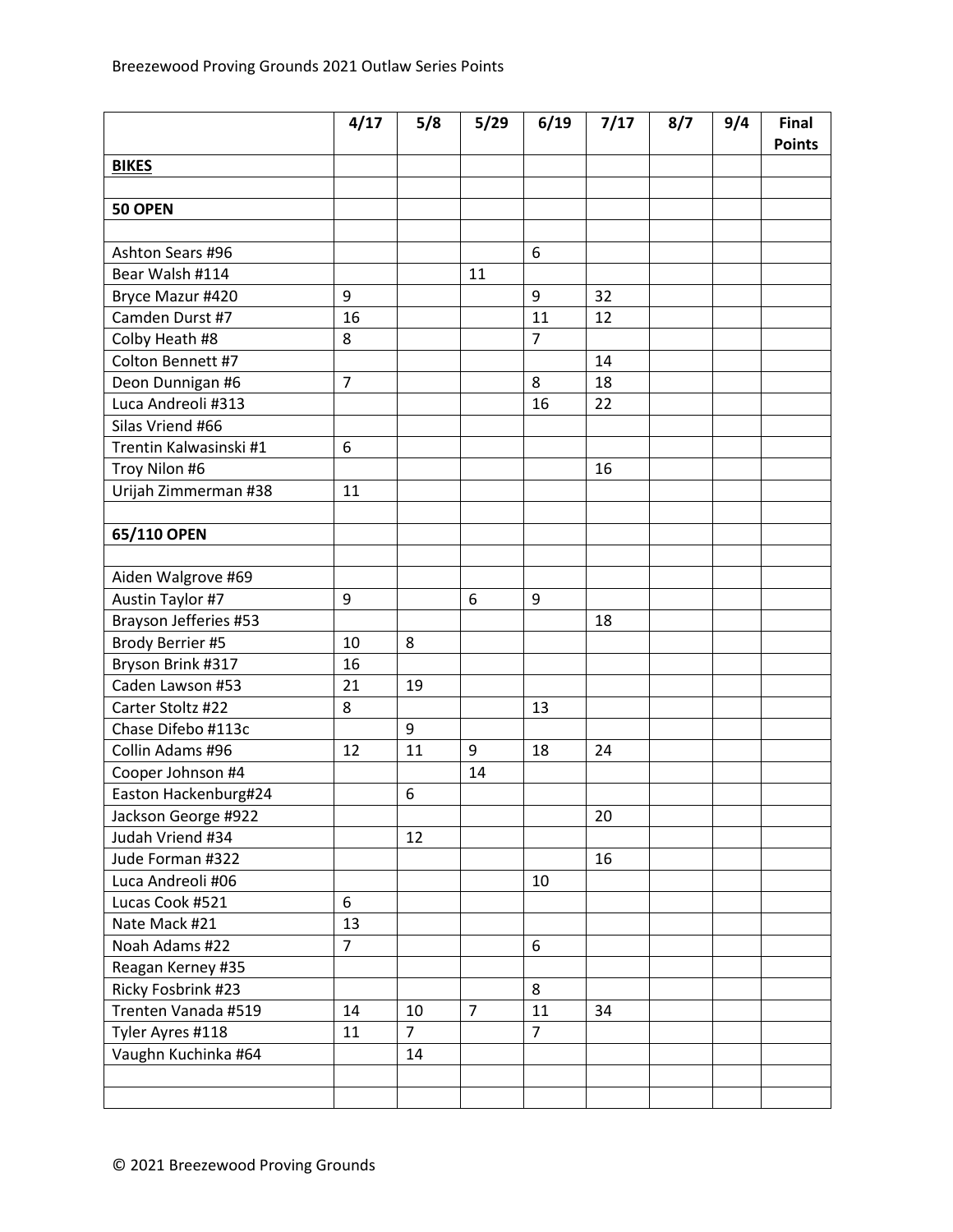Breezewood Proving Grounds 2021 Outlaw Series Points

| | 4/17 | 5/8 | 5/29 | 6/19 | 7/17 | 8/7 | 9/4 | Final Points |
|---|---|---|---|---|---|---|---|---|
| **BIKES** | | | | | | | | |
| | | | | | | | | |
| **50 OPEN** | | | | | | | | |
| | | | | | | | | |
| Ashton Sears #96 | | | | 6 | | | | |
| Bear Walsh #114 | | | 11 | | | | | |
| Bryce Mazur #420 | 9 | | | 9 | 32 | | | |
| Camden Durst #7 | 16 | | | 11 | 12 | | | |
| Colby Heath #8 | 8 | | | 7 | | | | |
| Colton Bennett #7 | | | | | 14 | | | |
| Deon Dunnigan #6 | 7 | | | 8 | 18 | | | |
| Luca Andreoli #313 | | | | 16 | 22 | | | |
| Silas Vriend #66 | | | | | | | | |
| Trentin Kalwasinski #1 | 6 | | | | | | | |
| Troy Nilon #6 | | | | | 16 | | | |
| Urijah Zimmerman #38 | 11 | | | | | | | |
| | | | | | | | | |
| **65/110 OPEN** | | | | | | | | |
| | | | | | | | | |
| Aiden Walgrove #69 | | | | | | | | |
| Austin Taylor #7 | 9 | | 6 | 9 | | | | |
| Brayson Jefferies #53 | | | | | 18 | | | |
| Brody Berrier #5 | 10 | 8 | | | | | | |
| Bryson Brink #317 | 16 | | | | | | | |
| Caden Lawson #53 | 21 | 19 | | | | | | |
| Carter Stoltz #22 | 8 | | | 13 | | | | |
| Chase Difebo #113c | | 9 | | | | | | |
| Collin Adams #96 | 12 | 11 | 9 | 18 | 24 | | | |
| Cooper Johnson #4 | | | 14 | | | | | |
| Easton Hackenburg#24 | | 6 | | | | | | |
| Jackson George #922 | | | | | 20 | | | |
| Judah Vriend #34 | | 12 | | | | | | |
| Jude Forman #322 | | | | | 16 | | | |
| Luca Andreoli #06 | | | | 10 | | | | |
| Lucas Cook #521 | 6 | | | | | | | |
| Nate Mack #21 | 13 | | | | | | | |
| Noah Adams #22 | 7 | | | 6 | | | | |
| Reagan Kerney #35 | | | | | | | | |
| Ricky Fosbrink #23 | | | | 8 | | | | |
| Trenten Vanada #519 | 14 | 10 | 7 | 11 | 34 | | | |
| Tyler Ayres #118 | 11 | 7 | | 7 | | | | |
| Vaughn Kuchinka #64 | | 14 | | | | | | |
| | | | | | | | | |
| | | | | | | | | |

© 2021 Breezewood Proving Grounds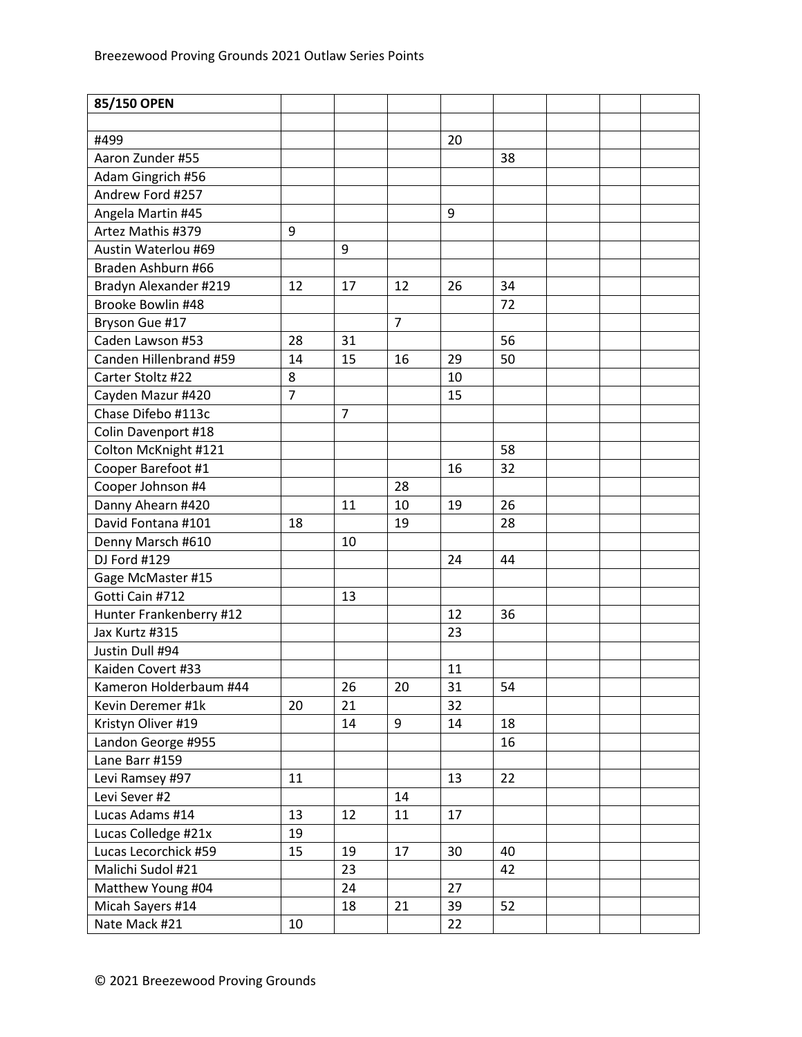Breezewood Proving Grounds 2021 Outlaw Series Points

| 85/150 OPEN | | | | | | | | |
|---|---|---|---|---|---|---|---|---|
| | | | | | | | | |
| #499 | | | | 20 | | | | |
| Aaron Zunder #55 | | | | | 38 | | | |
| Adam Gingrich #56 | | | | | | | | |
| Andrew Ford #257 | | | | | | | | |
| Angela Martin #45 | | | | 9 | | | | |
| Artez Mathis #379 | 9 | | | | | | | |
| Austin Waterlou #69 | | 9 | | | | | | |
| Braden Ashburn #66 | | | | | | | | |
| Bradyn Alexander #219 | 12 | 17 | 12 | 26 | 34 | | | |
| Brooke Bowlin #48 | | | | | 72 | | | |
| Bryson Gue #17 | | | 7 | | | | | |
| Caden Lawson #53 | 28 | 31 | | | 56 | | | |
| Canden Hillenbrand #59 | 14 | 15 | 16 | 29 | 50 | | | |
| Carter Stoltz #22 | 8 | | | 10 | | | | |
| Cayden Mazur #420 | 7 | | | 15 | | | | |
| Chase Difebo #113c | | 7 | | | | | | |
| Colin Davenport #18 | | | | | | | | |
| Colton McKnight #121 | | | | | 58 | | | |
| Cooper Barefoot #1 | | | | 16 | 32 | | | |
| Cooper Johnson #4 | | | 28 | | | | | |
| Danny Ahearn #420 | | 11 | 10 | 19 | 26 | | | |
| David Fontana #101 | 18 | | 19 | | 28 | | | |
| Denny Marsch #610 | | 10 | | | | | | |
| DJ Ford #129 | | | | 24 | 44 | | | |
| Gage McMaster #15 | | | | | | | | |
| Gotti Cain #712 | | 13 | | | | | | |
| Hunter Frankenberry #12 | | | | 12 | 36 | | | |
| Jax Kurtz #315 | | | | 23 | | | | |
| Justin Dull #94 | | | | | | | | |
| Kaiden Covert #33 | | | | 11 | | | | |
| Kameron Holderbaum #44 | | 26 | 20 | 31 | 54 | | | |
| Kevin Deremer #1k | 20 | 21 | | 32 | | | | |
| Kristyn Oliver #19 | | 14 | 9 | 14 | 18 | | | |
| Landon George #955 | | | | | 16 | | | |
| Lane Barr #159 | | | | | | | | |
| Levi Ramsey #97 | 11 | | | 13 | 22 | | | |
| Levi Sever #2 | | | 14 | | | | | |
| Lucas Adams #14 | 13 | 12 | 11 | 17 | | | | |
| Lucas Colledge #21x | 19 | | | | | | | |
| Lucas Lecorchick #59 | 15 | 19 | 17 | 30 | 40 | | | |
| Malichi Sudol #21 | | 23 | | | 42 | | | |
| Matthew Young #04 | | 24 | | 27 | | | | |
| Micah Sayers #14 | | 18 | 21 | 39 | 52 | | | |
| Nate Mack #21 | 10 | | | 22 | | | | |

© 2021 Breezewood Proving Grounds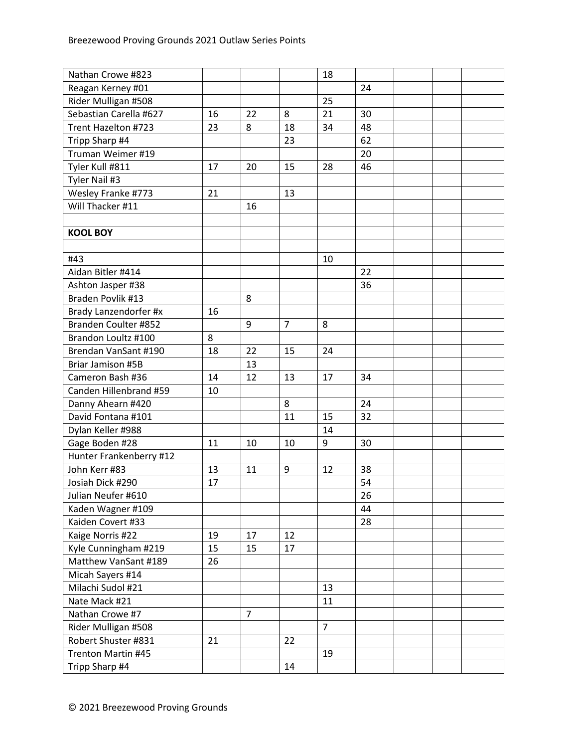| | | | | | | | | |
|---|---|---|---|---|---|---|---|---|
| Nathan Crowe #823 | | | | 18 | | | | |
| Reagan Kerney #01 | | | | | 24 | | | |
| Rider Mulligan #508 | | | | 25 | | | | |
| Sebastian Carella #627 | 16 | 22 | 8 | 21 | 30 | | | |
| Trent Hazelton #723 | 23 | 8 | 18 | 34 | 48 | | | |
| Tripp Sharp #4 | | | 23 | | 62 | | | |
| Truman Weimer #19 | | | | | 20 | | | |
| Tyler Kull #811 | 17 | 20 | 15 | 28 | 46 | | | |
| Tyler Nail #3 | | | | | | | | |
| Wesley Franke #773 | 21 | | 13 | | | | | |
| Will Thacker #11 | | 16 | | | | | | |
| | | | | | | | | |
| **KOOL BOY** | | | | | | | | |
| | | | | | | | | |
| #43 | | | | 10 | | | | |
| Aidan Bitler #414 | | | | | 22 | | | |
| Ashton Jasper #38 | | | | | 36 | | | |
| Braden Povlik #13 | | 8 | | | | | | |
| Brady Lanzendorfer #x | 16 | | | | | | | |
| Branden Coulter #852 | | 9 | 7 | 8 | | | | |
| Brandon Loultz #100 | 8 | | | | | | | |
| Brendan VanSant #190 | 18 | 22 | 15 | 24 | | | | |
| Briar Jamison #5B | | 13 | | | | | | |
| Cameron Bash #36 | 14 | 12 | 13 | 17 | 34 | | | |
| Canden Hillenbrand #59 | 10 | | | | | | | |
| Danny Ahearn #420 | | | 8 | | 24 | | | |
| David Fontana #101 | | | 11 | 15 | 32 | | | |
| Dylan Keller #988 | | | | 14 | | | | |
| Gage Boden #28 | 11 | 10 | 10 | 9 | 30 | | | |
| Hunter Frankenberry #12 | | | | | | | | |
| John Kerr #83 | 13 | 11 | 9 | 12 | 38 | | | |
| Josiah Dick #290 | 17 | | | | 54 | | | |
| Julian Neufer #610 | | | | | 26 | | | |
| Kaden Wagner #109 | | | | | 44 | | | |
| Kaiden Covert #33 | | | | | 28 | | | |
| Kaige Norris #22 | 19 | 17 | 12 | | | | | |
| Kyle Cunningham #219 | 15 | 15 | 17 | | | | | |
| Matthew VanSant #189 | 26 | | | | | | | |
| Micah Sayers #14 | | | | | | | | |
| Milachi Sudol #21 | | | | 13 | | | | |
| Nate Mack #21 | | | | 11 | | | | |
| Nathan Crowe #7 | | 7 | | | | | | |
| Rider Mulligan #508 | | | | 7 | | | | |
| Robert Shuster #831 | 21 | | 22 | | | | | |
| Trenton Martin #45 | | | | 19 | | | | |
| Tripp Sharp #4 | | | 14 | | | | | |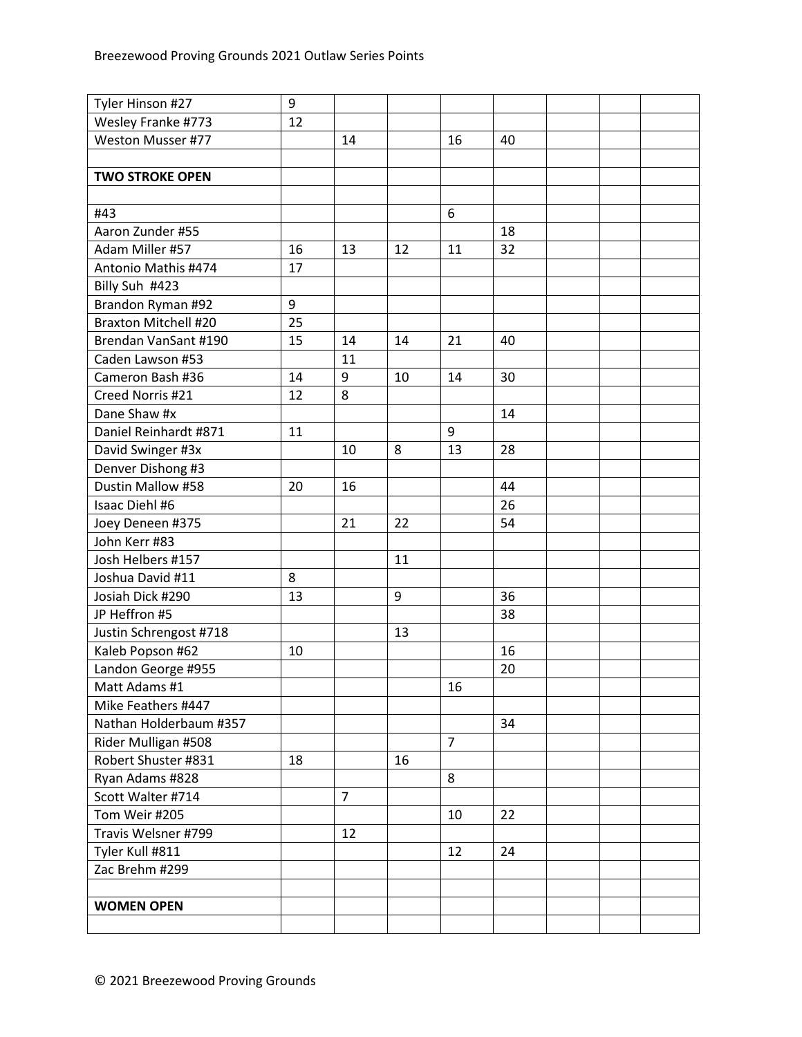Breezewood Proving Grounds 2021 Outlaw Series Points

| | | | | | | | | |
|---|---|---|---|---|---|---|---|---|
| Tyler Hinson #27 | 9 | | | | | | | |
| Wesley Franke #773 | 12 | | | | | | | |
| Weston Musser #77 | | 14 | | 16 | 40 | | | |
| | | | | | | | | |
| **TWO STROKE OPEN** | | | | | | | | |
| | | | | | | | | |
| #43 | | | | 6 | | | | |
| Aaron Zunder #55 | | | | | 18 | | | |
| Adam Miller #57 | 16 | 13 | 12 | 11 | 32 | | | |
| Antonio Mathis #474 | 17 | | | | | | | |
| Billy Suh #423 | | | | | | | | |
| Brandon Ryman #92 | 9 | | | | | | | |
| Braxton Mitchell #20 | 25 | | | | | | | |
| Brendan VanSant #190 | 15 | 14 | 14 | 21 | 40 | | | |
| Caden Lawson #53 | | 11 | | | | | | |
| Cameron Bash #36 | 14 | 9 | 10 | 14 | 30 | | | |
| Creed Norris #21 | 12 | 8 | | | | | | |
| Dane Shaw #x | | | | | 14 | | | |
| Daniel Reinhardt #871 | 11 | | | 9 | | | | |
| David Swinger #3x | | 10 | 8 | 13 | 28 | | | |
| Denver Dishong #3 | | | | | | | | |
| Dustin Mallow #58 | 20 | 16 | | | 44 | | | |
| Isaac Diehl #6 | | | | | 26 | | | |
| Joey Deneen #375 | | 21 | 22 | | 54 | | | |
| John Kerr #83 | | | | | | | | |
| Josh Helbers #157 | | | 11 | | | | | |
| Joshua David #11 | 8 | | | | | | | |
| Josiah Dick #290 | 13 | | 9 | | 36 | | | |
| JP Heffron #5 | | | | | 38 | | | |
| Justin Schrengost #718 | | | 13 | | | | | |
| Kaleb Popson #62 | 10 | | | | 16 | | | |
| Landon George #955 | | | | | 20 | | | |
| Matt Adams #1 | | | | 16 | | | | |
| Mike Feathers #447 | | | | | | | | |
| Nathan Holderbaum #357 | | | | | 34 | | | |
| Rider Mulligan #508 | | | | 7 | | | | |
| Robert Shuster #831 | 18 | | 16 | | | | | |
| Ryan Adams #828 | | | | 8 | | | | |
| Scott Walter #714 | | 7 | | | | | | |
| Tom Weir #205 | | | | 10 | 22 | | | |
| Travis Welsner #799 | | 12 | | | | | | |
| Tyler Kull #811 | | | | 12 | 24 | | | |
| Zac Brehm #299 | | | | | | | | |
| | | | | | | | | |
| **WOMEN OPEN** | | | | | | | | |
| | | | | | | | | |

© 2021 Breezewood Proving Grounds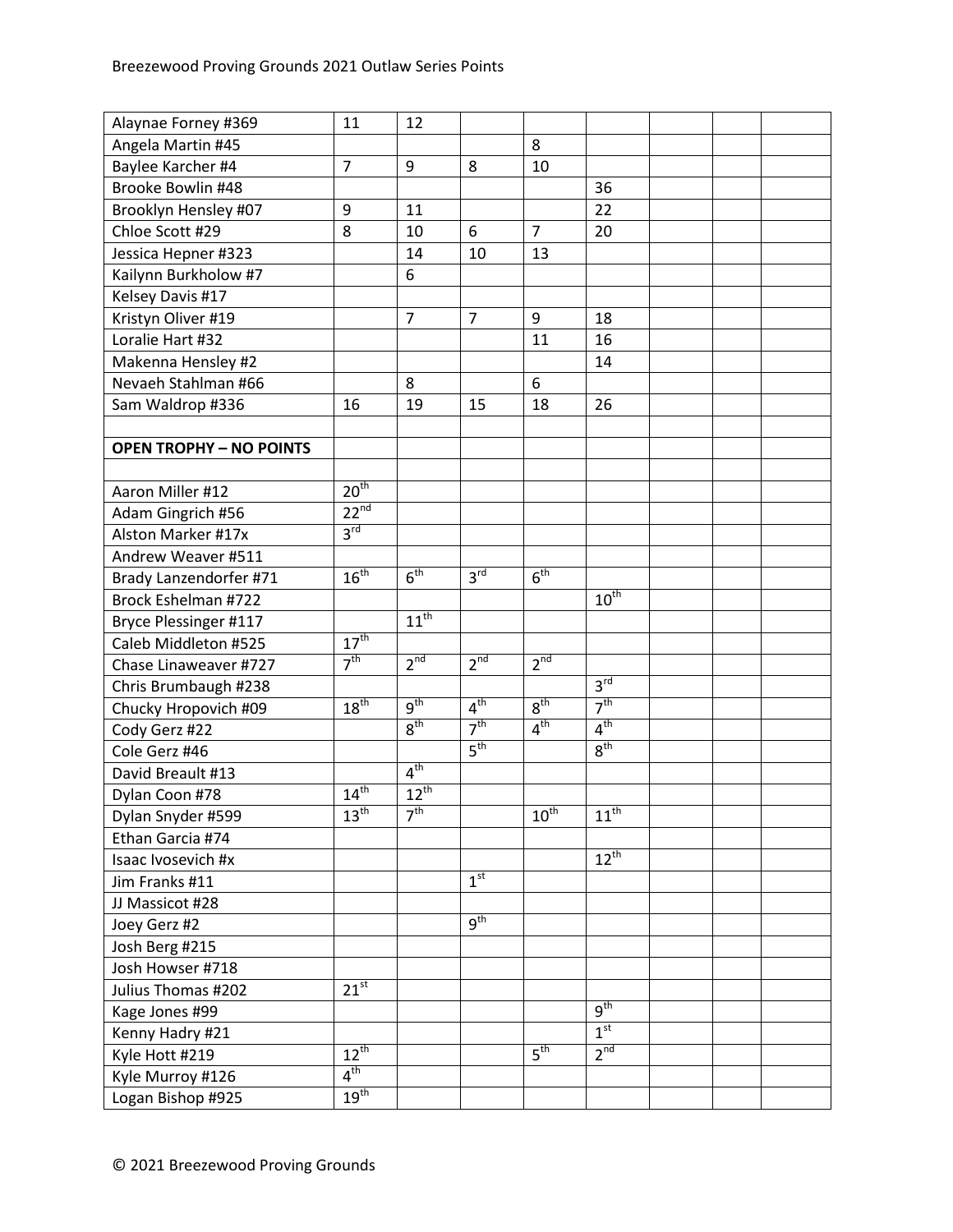| | | | | | | | | |
|---|---|---|---|---|---|---|---|---|
| Alaynae Forney #369 | 11 | 12 | | | | | | |
| Angela Martin #45 | | | | 8 | | | | |
| Baylee Karcher #4 | 7 | 9 | 8 | 10 | | | | |
| Brooke Bowlin #48 | | | | | 36 | | | |
| Brooklyn Hensley #07 | 9 | 11 | | | 22 | | | |
| Chloe Scott #29 | 8 | 10 | 6 | 7 | 20 | | | |
| Jessica Hepner #323 | | 14 | 10 | 13 | | | | |
| Kailynn Burkholow #7 | | 6 | | | | | | |
| Kelsey Davis #17 | | | | | | | | |
| Kristyn Oliver #19 | | 7 | 7 | 9 | 18 | | | |
| Loralie Hart #32 | | | | 11 | 16 | | | |
| Makenna Hensley #2 | | | | | 14 | | | |
| Nevaeh Stahlman #66 | | 8 | | 6 | | | | |
| Sam Waldrop #336 | 16 | 19 | 15 | 18 | 26 | | | |
| | | | | | | | | |
| **OPEN TROPHY – NO POINTS** | | | | | | | | |
| | | | | | | | | |
| Aaron Miller #12 | 20th | | | | | | | |
| Adam Gingrich #56 | 22nd | | | | | | | |
| Alston Marker #17x | 3rd | | | | | | | |
| Andrew Weaver #511 | | | | | | | | |
| Brady Lanzendorfer #71 | 16th | 6th | 3rd | 6th | | | | |
| Brock Eshelman #722 | | | | | 10th | | | |
| Bryce Plessinger #117 | | 11th | | | | | | |
| Caleb Middleton #525 | 17th | | | | | | | |
| Chase Linaweaver #727 | 7th | 2nd | 2nd | 2nd | | | | |
| Chris Brumbaugh #238 | | | | | 3rd | | | |
| Chucky Hropovich #09 | 18th | 9th | 4th | 8th | 7th | | | |
| Cody Gerz #22 | | 8th | 7th | 4th | 4th | | | |
| Cole Gerz #46 | | | 5th | | 8th | | | |
| David Breault #13 | | 4th | | | | | | |
| Dylan Coon #78 | 14th | 12th | | | | | | |
| Dylan Snyder #599 | 13th | 7th | | 10th | 11th | | | |
| Ethan Garcia #74 | | | | | | | | |
| Isaac Ivosevich #x | | | | | 12th | | | |
| Jim Franks #11 | | | 1st | | | | | |
| JJ Massicot #28 | | | | | | | | |
| Joey Gerz #2 | | | 9th | | | | | |
| Josh Berg #215 | | | | | | | | |
| Josh Howser #718 | | | | | | | | |
| Julius Thomas #202 | 21st | | | | | | | |
| Kage Jones #99 | | | | | 9th | | | |
| Kenny Hadry #21 | | | | | 1st | | | |
| Kyle Hott #219 | 12th | | | 5th | 2nd | | | |
| Kyle Murroy #126 | 4th | | | | | | | |
| Logan Bishop #925 | 19th | | | | | | | |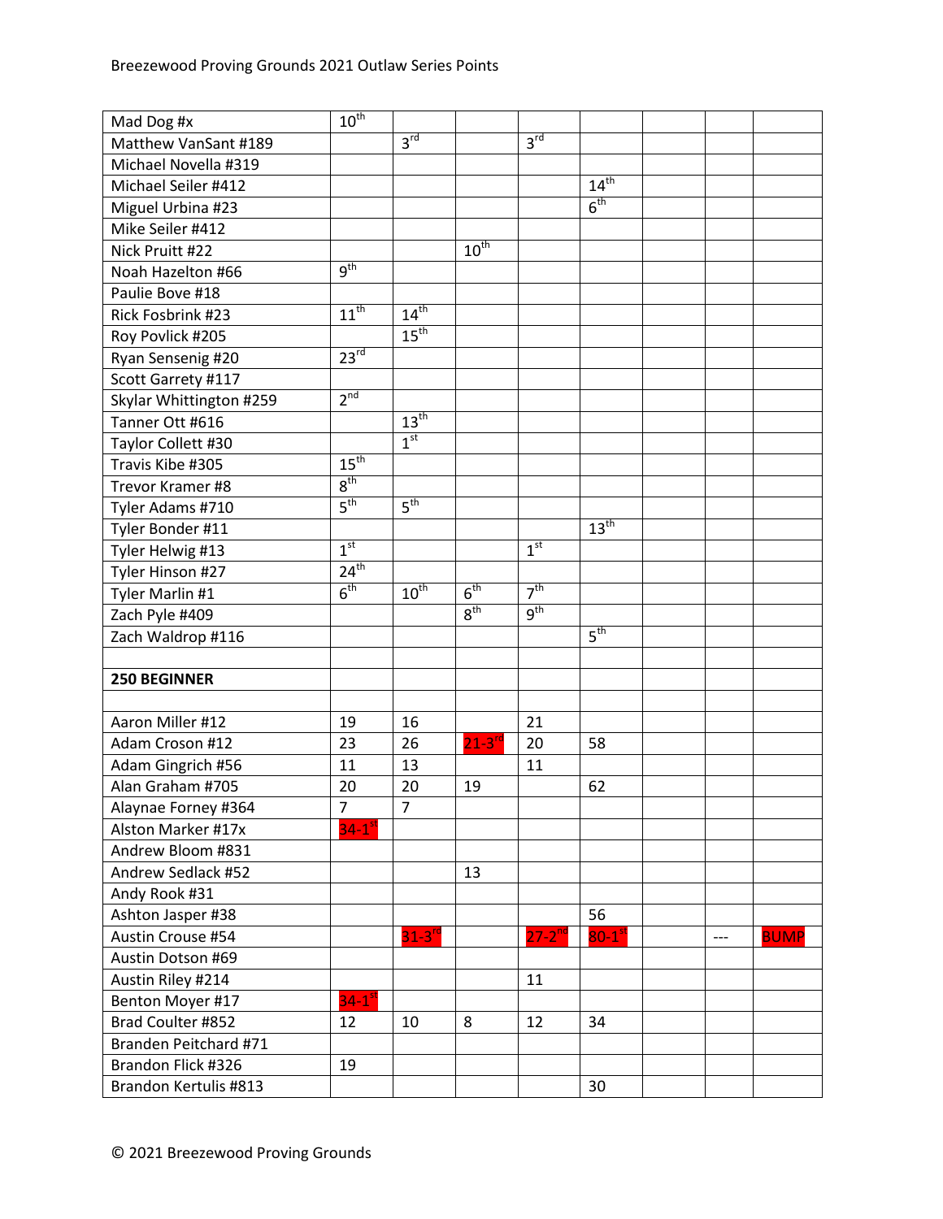Breezewood Proving Grounds 2021 Outlaw Series Points

| | | | | | | | | |
|---|---|---|---|---|---|---|---|---|
| Mad Dog #x | 10th | | | | | | | |
| Matthew VanSant #189 | | 3rd | | 3rd | | | | |
| Michael Novella #319 | | | | | | | | |
| Michael Seiler #412 | | | | | 14th | | | |
| Miguel Urbina #23 | | | | | 6th | | | |
| Mike Seiler #412 | | | | | | | | |
| Nick Pruitt #22 | | | 10th | | | | | |
| Noah Hazelton #66 | 9th | | | | | | | |
| Paulie Bove #18 | | | | | | | | |
| Rick Fosbrink #23 | 11th | 14th | | | | | | |
| Roy Povlick #205 | | 15th | | | | | | |
| Ryan Sensenig #20 | 23rd | | | | | | | |
| Scott Garrety #117 | | | | | | | | |
| Skylar Whittington #259 | 2nd | | | | | | | |
| Tanner Ott #616 | | 13th | | | | | | |
| Taylor Collett #30 | | 1st | | | | | | |
| Travis Kibe #305 | 15th | | | | | | | |
| Trevor Kramer #8 | 8th | | | | | | | |
| Tyler Adams #710 | 5th | 5th | | | | | | |
| Tyler Bonder #11 | | | | | 13th | | | |
| Tyler Helwig #13 | 1st | | | 1st | | | | |
| Tyler Hinson #27 | 24th | | | | | | | |
| Tyler Marlin #1 | 6th | 10th | 6th | 7th | | | | |
| Zach Pyle #409 | | | 8th | 9th | | | | |
| Zach Waldrop #116 | | | | | 5th | | | |
| | | | | | | | | |
| **250 BEGINNER** | | | | | | | | |
| | | | | | | | | |
| Aaron Miller #12 | 19 | 16 | | 21 | | | | |
| Adam Croson #12 | 23 | 26 | 21-3rd | 20 | 58 | | | |
| Adam Gingrich #56 | 11 | 13 | | 11 | | | | |
| Alan Graham #705 | 20 | 20 | 19 | | 62 | | | |
| Alaynae Forney #364 | 7 | 7 | | | | | | |
| Alston Marker #17x | 34-1st | | | | | | | |
| Andrew Bloom #831 | | | | | | | | |
| Andrew Sedlack #52 | | | 13 | | | | | |
| Andy Rook #31 | | | | | | | | |
| Ashton Jasper #38 | | | | | 56 | | | |
| Austin Crouse #54 | | 31-3rd | | 27-2nd | 80-1st | | --- | BUMP |
| Austin Dotson #69 | | | | | | | | |
| Austin Riley #214 | | | | 11 | | | | |
| Benton Moyer #17 | 34-1st | | | | | | | |
| Brad Coulter #852 | 12 | 10 | 8 | 12 | 34 | | | |
| Branden Peitchard #71 | | | | | | | | |
| Brandon Flick #326 | 19 | | | | | | | |
| Brandon Kertulis #813 | | | | | 30 | | | |

© 2021 Breezewood Proving Grounds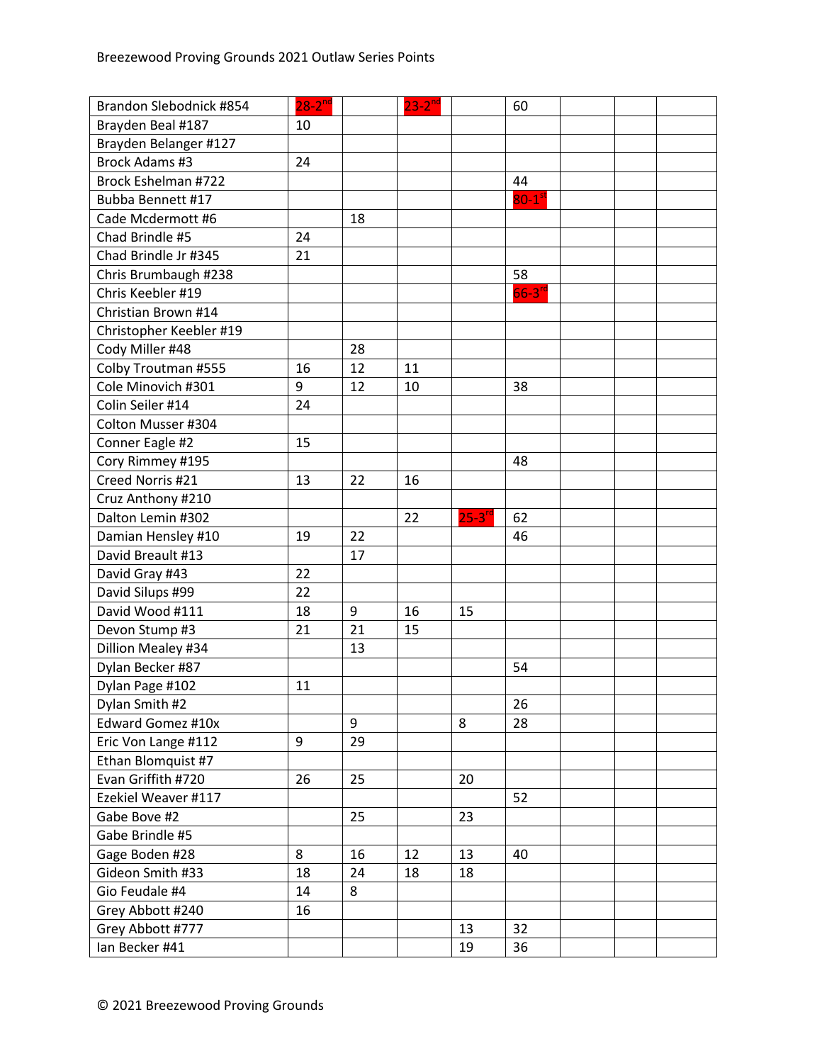Breezewood Proving Grounds 2021 Outlaw Series Points

| | | | | | | | | |
|---|---|---|---|---|---|---|---|---|
| Brandon Slebodnick #854 | 28-2nd | | 23-2nd | | 60 | | | |
| Brayden Beal #187 | 10 | | | | | | | |
| Brayden Belanger #127 | | | | | | | | |
| Brock Adams #3 | 24 | | | | | | | |
| Brock Eshelman #722 | | | | | 44 | | | |
| Bubba Bennett #17 | | | | | 80-1st | | | |
| Cade Mcdermott #6 | | 18 | | | | | | |
| Chad Brindle #5 | 24 | | | | | | | |
| Chad Brindle Jr #345 | 21 | | | | | | | |
| Chris Brumbaugh #238 | | | | | 58 | | | |
| Chris Keebler #19 | | | | | 66-3rd | | | |
| Christian Brown #14 | | | | | | | | |
| Christopher Keebler #19 | | | | | | | | |
| Cody Miller #48 | | 28 | | | | | | |
| Colby Troutman #555 | 16 | 12 | 11 | | | | | |
| Cole Minovich #301 | 9 | 12 | 10 | | 38 | | | |
| Colin Seiler #14 | 24 | | | | | | | |
| Colton Musser #304 | | | | | | | | |
| Conner Eagle #2 | 15 | | | | | | | |
| Cory Rimmey #195 | | | | | 48 | | | |
| Creed Norris #21 | 13 | 22 | 16 | | | | | |
| Cruz Anthony #210 | | | | | | | | |
| Dalton Lemin #302 | | | 22 | 25-3rd | 62 | | | |
| Damian Hensley #10 | 19 | 22 | | | 46 | | | |
| David Breault #13 | | 17 | | | | | | |
| David Gray #43 | 22 | | | | | | | |
| David Silups #99 | 22 | | | | | | | |
| David Wood #111 | 18 | 9 | 16 | 15 | | | | |
| Devon Stump #3 | 21 | 21 | 15 | | | | | |
| Dillion Mealey #34 | | 13 | | | | | | |
| Dylan Becker #87 | | | | | 54 | | | |
| Dylan Page #102 | 11 | | | | | | | |
| Dylan Smith #2 | | | | | 26 | | | |
| Edward Gomez #10x | | 9 | | 8 | 28 | | | |
| Eric Von Lange #112 | 9 | 29 | | | | | | |
| Ethan Blomquist #7 | | | | | | | | |
| Evan Griffith #720 | 26 | 25 | | 20 | | | | |
| Ezekiel Weaver #117 | | | | | 52 | | | |
| Gabe Bove #2 | | 25 | | 23 | | | | |
| Gabe Brindle #5 | | | | | | | | |
| Gage Boden #28 | 8 | 16 | 12 | 13 | 40 | | | |
| Gideon Smith #33 | 18 | 24 | 18 | 18 | | | | |
| Gio Feudale #4 | 14 | 8 | | | | | | |
| Grey Abbott #240 | 16 | | | | | | | |
| Grey Abbott #777 | | | | 13 | 32 | | | |
| Ian Becker #41 | | | | 19 | 36 | | | |

© 2021 Breezewood Proving Grounds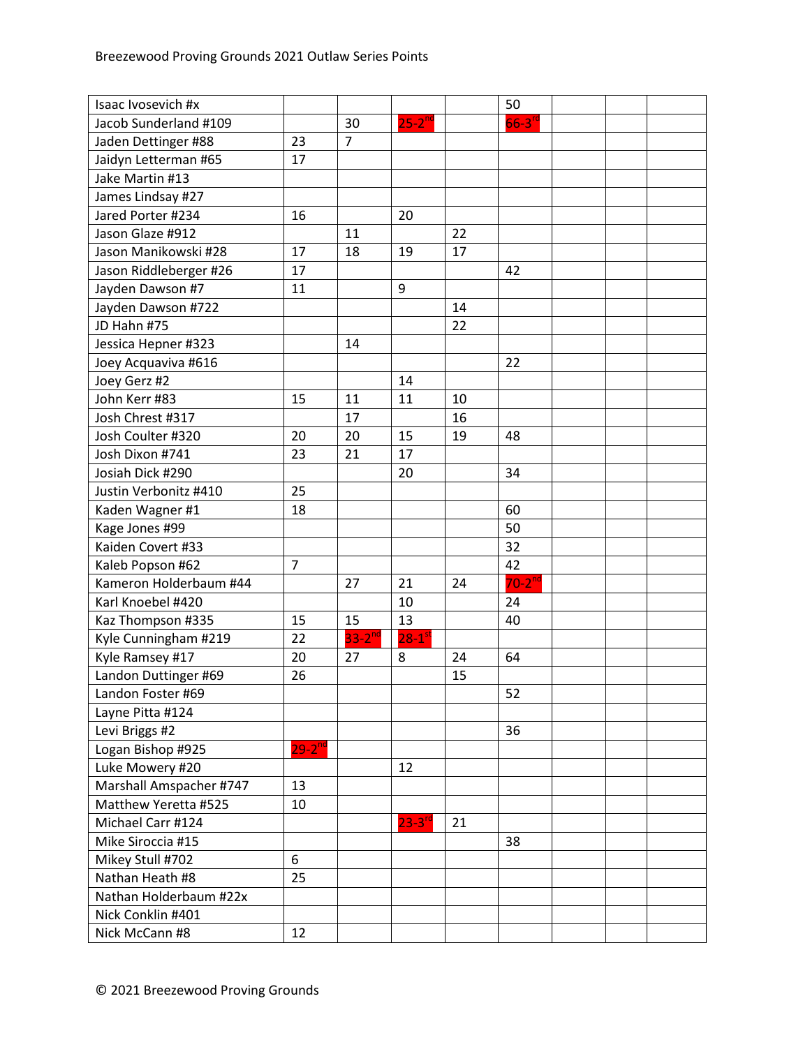| | | | | | | | | |
|---|---|---|---|---|---|---|---|---|
| Isaac Ivosevich #x | | | | | 50 | | | |
| Jacob Sunderland #109 | | 30 | 25-2nd | | 66-3rd | | | |
| Jaden Dettinger #88 | 23 | 7 | | | | | | |
| Jaidyn Letterman #65 | 17 | | | | | | | |
| Jake Martin #13 | | | | | | | | |
| James Lindsay #27 | | | | | | | | |
| Jared Porter #234 | 16 | | 20 | | | | | |
| Jason Glaze #912 | | 11 | | 22 | | | | |
| Jason Manikowski #28 | 17 | 18 | 19 | 17 | | | | |
| Jason Riddleberger #26 | 17 | | | | 42 | | | |
| Jayden Dawson #7 | 11 | | 9 | | | | | |
| Jayden Dawson #722 | | | | 14 | | | | |
| JD Hahn #75 | | | | 22 | | | | |
| Jessica Hepner #323 | | 14 | | | | | | |
| Joey Acquaviva #616 | | | | | 22 | | | |
| Joey Gerz #2 | | | 14 | | | | | |
| John Kerr #83 | 15 | 11 | 11 | 10 | | | | |
| Josh Chrest #317 | | 17 | | 16 | | | | |
| Josh Coulter #320 | 20 | 20 | 15 | 19 | 48 | | | |
| Josh Dixon #741 | 23 | 21 | 17 | | | | | |
| Josiah Dick #290 | | | 20 | | 34 | | | |
| Justin Verbonitz #410 | 25 | | | | | | | |
| Kaden Wagner #1 | 18 | | | | 60 | | | |
| Kage Jones #99 | | | | | 50 | | | |
| Kaiden Covert #33 | | | | | 32 | | | |
| Kaleb Popson #62 | 7 | | | | 42 | | | |
| Kameron Holderbaum #44 | | 27 | 21 | 24 | 70-2nd | | | |
| Karl Knoebel #420 | | | 10 | | 24 | | | |
| Kaz Thompson #335 | 15 | 15 | 13 | | 40 | | | |
| Kyle Cunningham #219 | 22 | 33-2nd | 28-1st | | | | | |
| Kyle Ramsey #17 | 20 | 27 | 8 | 24 | 64 | | | |
| Landon Duttinger #69 | 26 | | | 15 | | | | |
| Landon Foster #69 | | | | | 52 | | | |
| Layne Pitta #124 | | | | | | | | |
| Levi Briggs #2 | | | | | 36 | | | |
| Logan Bishop #925 | 29-2nd | | | | | | | |
| Luke Mowery #20 | | | 12 | | | | | |
| Marshall Amspacher #747 | 13 | | | | | | | |
| Matthew Yeretta #525 | 10 | | | | | | | |
| Michael Carr #124 | | | 23-3rd | 21 | | | | |
| Mike Siroccia #15 | | | | | 38 | | | |
| Mikey Stull #702 | 6 | | | | | | | |
| Nathan Heath #8 | 25 | | | | | | | |
| Nathan Holderbaum #22x | | | | | | | | |
| Nick Conklin #401 | | | | | | | | |
| Nick McCann #8 | 12 | | | | | | | |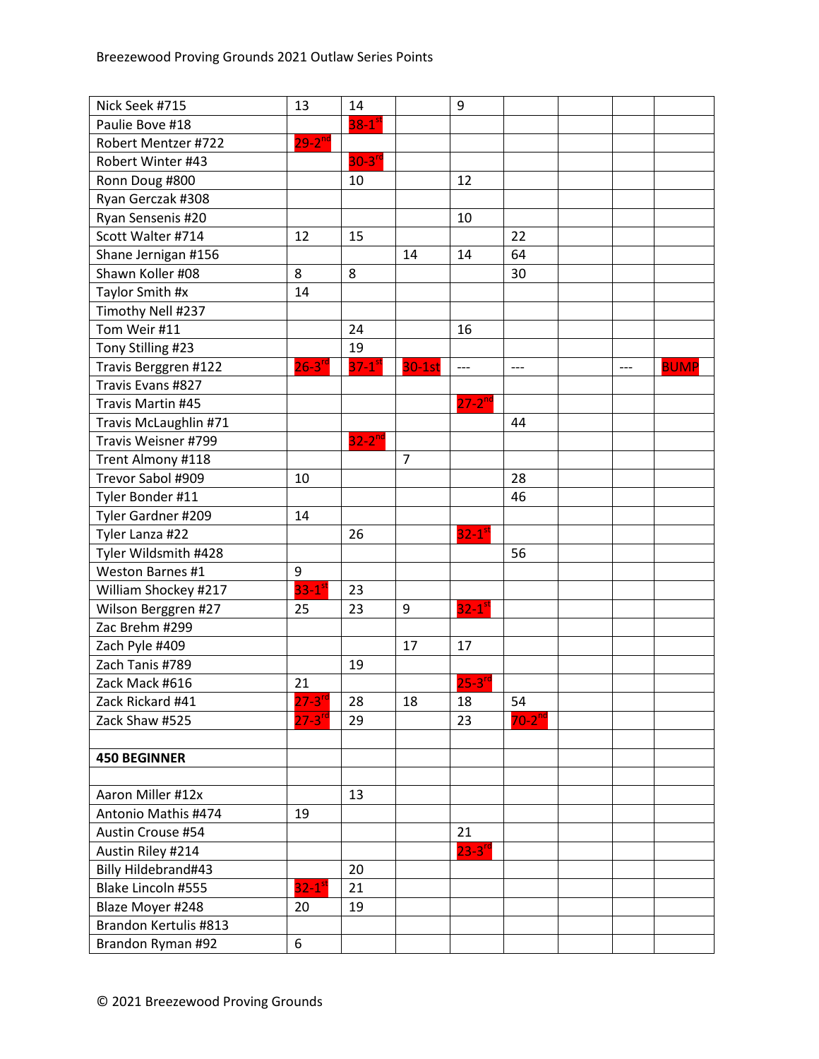| | | | | | | | | |
|---|---|---|---|---|---|---|---|---|
| Nick Seek #715 | 13 | 14 | | 9 | | | | |
| Paulie Bove #18 | | 38-1st | | | | | | |
| Robert Mentzer #722 | 29-2nd | | | | | | | |
| Robert Winter #43 | | 30-3rd | | | | | | |
| Ronn Doug #800 | | 10 | | 12 | | | | |
| Ryan Gerczak #308 | | | | | | | | |
| Ryan Sensenis #20 | | | | 10 | | | | |
| Scott Walter #714 | 12 | 15 | | | 22 | | | |
| Shane Jernigan #156 | | | 14 | 14 | 64 | | | |
| Shawn Koller #08 | 8 | 8 | | | 30 | | | |
| Taylor Smith #x | 14 | | | | | | | |
| Timothy Nell #237 | | | | | | | | |
| Tom Weir #11 | | 24 | | 16 | | | | |
| Tony Stilling #23 | | 19 | | | | | | |
| Travis Berggren #122 | 26-3rd | 37-1st | 30-1st | --- | --- | | --- | BUMP |
| Travis Evans #827 | | | | | | | | |
| Travis Martin #45 | | | | 27-2nd | | | | |
| Travis McLaughlin #71 | | | | | 44 | | | |
| Travis Weisner #799 | | 32-2nd | | | | | | |
| Trent Almony #118 | | | 7 | | | | | |
| Trevor Sabol #909 | 10 | | | | 28 | | | |
| Tyler Bonder #11 | | | | | 46 | | | |
| Tyler Gardner #209 | 14 | | | | | | | |
| Tyler Lanza #22 | | 26 | | 32-1st | | | | |
| Tyler Wildsmith #428 | | | | | 56 | | | |
| Weston Barnes #1 | 9 | | | | | | | |
| William Shockey #217 | 33-1st | 23 | | | | | | |
| Wilson Berggren #27 | 25 | 23 | 9 | 32-1st | | | | |
| Zac Brehm #299 | | | | | | | | |
| Zach Pyle #409 | | | 17 | 17 | | | | |
| Zach Tanis #789 | | 19 | | | | | | |
| Zack Mack #616 | 21 | | | 25-3rd | | | | |
| Zack Rickard #41 | 27-3rd | 28 | 18 | 18 | 54 | | | |
| Zack Shaw #525 | 27-3rd | 29 | | 23 | 70-2nd | | | |
| | | | | | | | | |
| **450 BEGINNER** | | | | | | | | |
| | | | | | | | | |
| Aaron Miller #12x | | 13 | | | | | | |
| Antonio Mathis #474 | 19 | | | | | | | |
| Austin Crouse #54 | | | | 21 | | | | |
| Austin Riley #214 | | | | 23-3rd | | | | |
| Billy Hildebrand#43 | | 20 | | | | | | |
| Blake Lincoln #555 | 32-1st | 21 | | | | | | |
| Blaze Moyer #248 | 20 | 19 | | | | | | |
| Brandon Kertulis #813 | | | | | | | | |
| Brandon Ryman #92 | 6 | | | | | | | |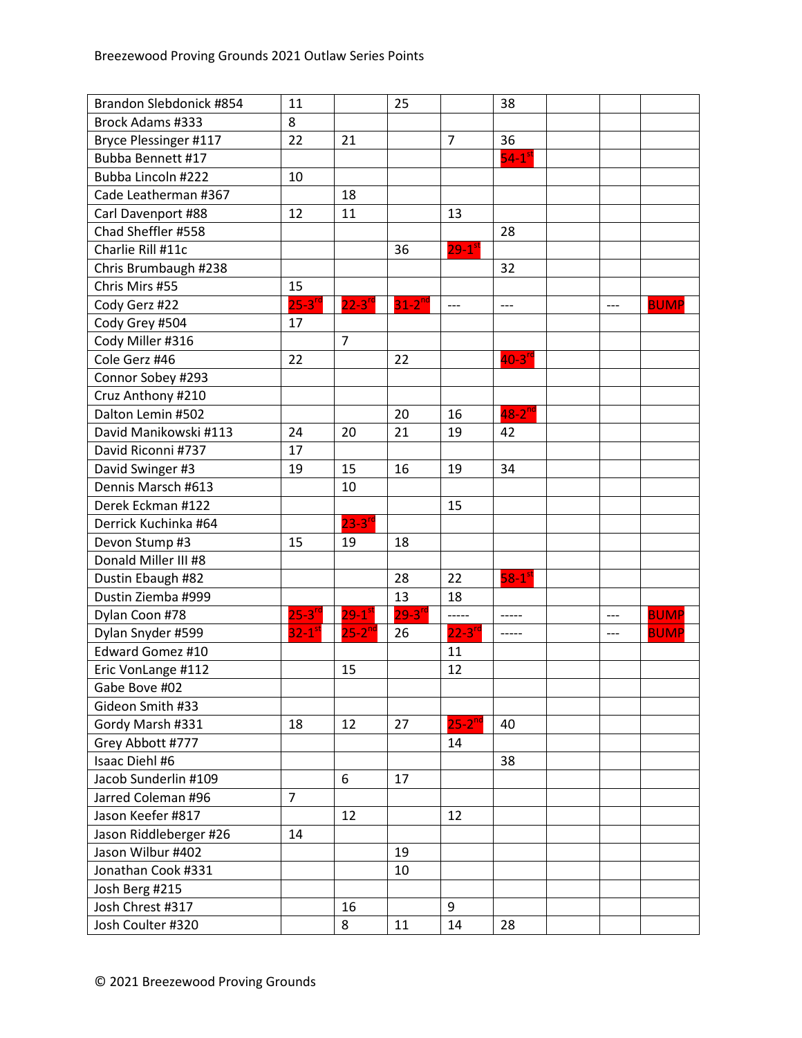Breezewood Proving Grounds 2021 Outlaw Series Points

| | | | | | | | | |
|---|---|---|---|---|---|---|---|---|
| Brandon Slebdonick #854 | 11 | | 25 | | 38 | | | |
| Brock Adams #333 | 8 | | | | | | | |
| Bryce Plessinger #117 | 22 | 21 | | 7 | 36 | | | |
| Bubba Bennett #17 | | | | | 54-1st | | | |
| Bubba Lincoln #222 | 10 | | | | | | | |
| Cade Leatherman #367 | | 18 | | | | | | |
| Carl Davenport #88 | 12 | 11 | | 13 | | | | |
| Chad Sheffler #558 | | | | | 28 | | | |
| Charlie Rill #11c | | | 36 | 29-1st | | | | |
| Chris Brumbaugh #238 | | | | | 32 | | | |
| Chris Mirs #55 | 15 | | | | | | | |
| Cody Gerz #22 | 25-3rd | 22-3rd | 31-2nd | --- | --- | | --- | BUMP |
| Cody Grey #504 | 17 | | | | | | | |
| Cody Miller #316 | | 7 | | | | | | |
| Cole Gerz #46 | 22 | | 22 | | 40-3rd | | | |
| Connor Sobey #293 | | | | | | | | |
| Cruz Anthony #210 | | | | | | | | |
| Dalton Lemin #502 | | | 20 | 16 | 48-2nd | | | |
| David Manikowski #113 | 24 | 20 | 21 | 19 | 42 | | | |
| David Riconni #737 | 17 | | | | | | | |
| David Swinger #3 | 19 | 15 | 16 | 19 | 34 | | | |
| Dennis Marsch #613 | | 10 | | | | | | |
| Derek Eckman #122 | | | | 15 | | | | |
| Derrick Kuchinka #64 | | 23-3rd | | | | | | |
| Devon Stump #3 | 15 | 19 | 18 | | | | | |
| Donald Miller III #8 | | | | | | | | |
| Dustin Ebaugh #82 | | | 28 | 22 | 58-1st | | | |
| Dustin Ziemba #999 | | | 13 | 18 | | | | |
| Dylan Coon #78 | 25-3rd | 29-1st | 29-3rd | ----- | ----- | | --- | BUMP |
| Dylan Snyder #599 | 32-1st | 25-2nd | 26 | 22-3rd | ----- | | --- | BUMP |
| Edward Gomez #10 | | | | 11 | | | | |
| Eric VonLange #112 | | 15 | | 12 | | | | |
| Gabe Bove #02 | | | | | | | | |
| Gideon Smith #33 | | | | | | | | |
| Gordy Marsh #331 | 18 | 12 | 27 | 25-2nd | 40 | | | |
| Grey Abbott #777 | | | | 14 | | | | |
| Isaac Diehl #6 | | | | | 38 | | | |
| Jacob Sunderlin #109 | | 6 | 17 | | | | | |
| Jarred Coleman #96 | 7 | | | | | | | |
| Jason Keefer #817 | | 12 | | 12 | | | | |
| Jason Riddleberger #26 | 14 | | | | | | | |
| Jason Wilbur #402 | | | 19 | | | | | |
| Jonathan Cook #331 | | | 10 | | | | | |
| Josh Berg #215 | | | | | | | | |
| Josh Chrest #317 | | 16 | | 9 | | | | |
| Josh Coulter #320 | | 8 | 11 | 14 | 28 | | | |

© 2021 Breezewood Proving Grounds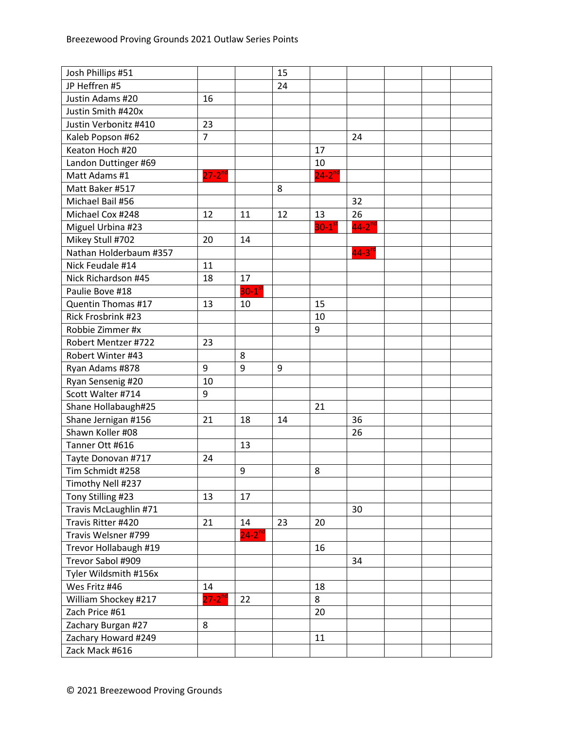Breezewood Proving Grounds 2021 Outlaw Series Points

| Josh Phillips #51 | | | 15 | | | | | |
|---|---|---|---|---|---|---|---|---|
| JP Heffren #5 | | | 24 | | | | | |
| Justin Adams #20 | 16 | | | | | | | |
| Justin Smith #420x | | | | | | | | |
| Justin Verbonitz #410 | 23 | | | | | | | |
| Kaleb Popson #62 | 7 | | | | 24 | | | |
| Keaton Hoch #20 | | | | 17 | | | | |
| Landon Duttinger #69 | | | | 10 | | | | |
| Matt Adams #1 | 27-2nd | | | 24-2nd | | | | |
| Matt Baker #517 | | | 8 | | | | | |
| Michael Bail #56 | | | | | 32 | | | |
| Michael Cox #248 | 12 | 11 | 12 | 13 | 26 | | | |
| Miguel Urbina #23 | | | | 30-1st | 44-2nd | | | |
| Mikey Stull #702 | 20 | 14 | | | | | | |
| Nathan Holderbaum #357 | | | | | 44-3rd | | | |
| Nick Feudale #14 | 11 | | | | | | | |
| Nick Richardson #45 | 18 | 17 | | | | | | |
| Paulie Bove #18 | | 30-1st | | | | | | |
| Quentin Thomas #17 | 13 | 10 | | 15 | | | | |
| Rick Frosbrink #23 | | | | 10 | | | | |
| Robbie Zimmer #x | | | | 9 | | | | |
| Robert Mentzer #722 | 23 | | | | | | | |
| Robert Winter #43 | | 8 | | | | | | |
| Ryan Adams #878 | 9 | 9 | 9 | | | | | |
| Ryan Sensenig #20 | 10 | | | | | | | |
| Scott Walter #714 | 9 | | | | | | | |
| Shane Hollabaugh#25 | | | | 21 | | | | |
| Shane Jernigan #156 | 21 | 18 | 14 | | 36 | | | |
| Shawn Koller #08 | | | | | 26 | | | |
| Tanner Ott #616 | | 13 | | | | | | |
| Tayte Donovan #717 | 24 | | | | | | | |
| Tim Schmidt #258 | | 9 | | 8 | | | | |
| Timothy Nell #237 | | | | | | | | |
| Tony Stilling #23 | 13 | 17 | | | | | | |
| Travis McLaughlin #71 | | | | | 30 | | | |
| Travis Ritter #420 | 21 | 14 | 23 | 20 | | | | |
| Travis Welsner #799 | | 24-2nd | | | | | | |
| Trevor Hollabaugh #19 | | | | 16 | | | | |
| Trevor Sabol #909 | | | | | 34 | | | |
| Tyler Wildsmith #156x | | | | | | | | |
| Wes Fritz #46 | 14 | | | 18 | | | | |
| William Shockey #217 | 27-2nd | 22 | | 8 | | | | |
| Zach Price #61 | | | | 20 | | | | |
| Zachary Burgan #27 | 8 | | | | | | | |
| Zachary Howard #249 | | | | 11 | | | | |
| Zack Mack #616 | | | | | | | | |

© 2021 Breezewood Proving Grounds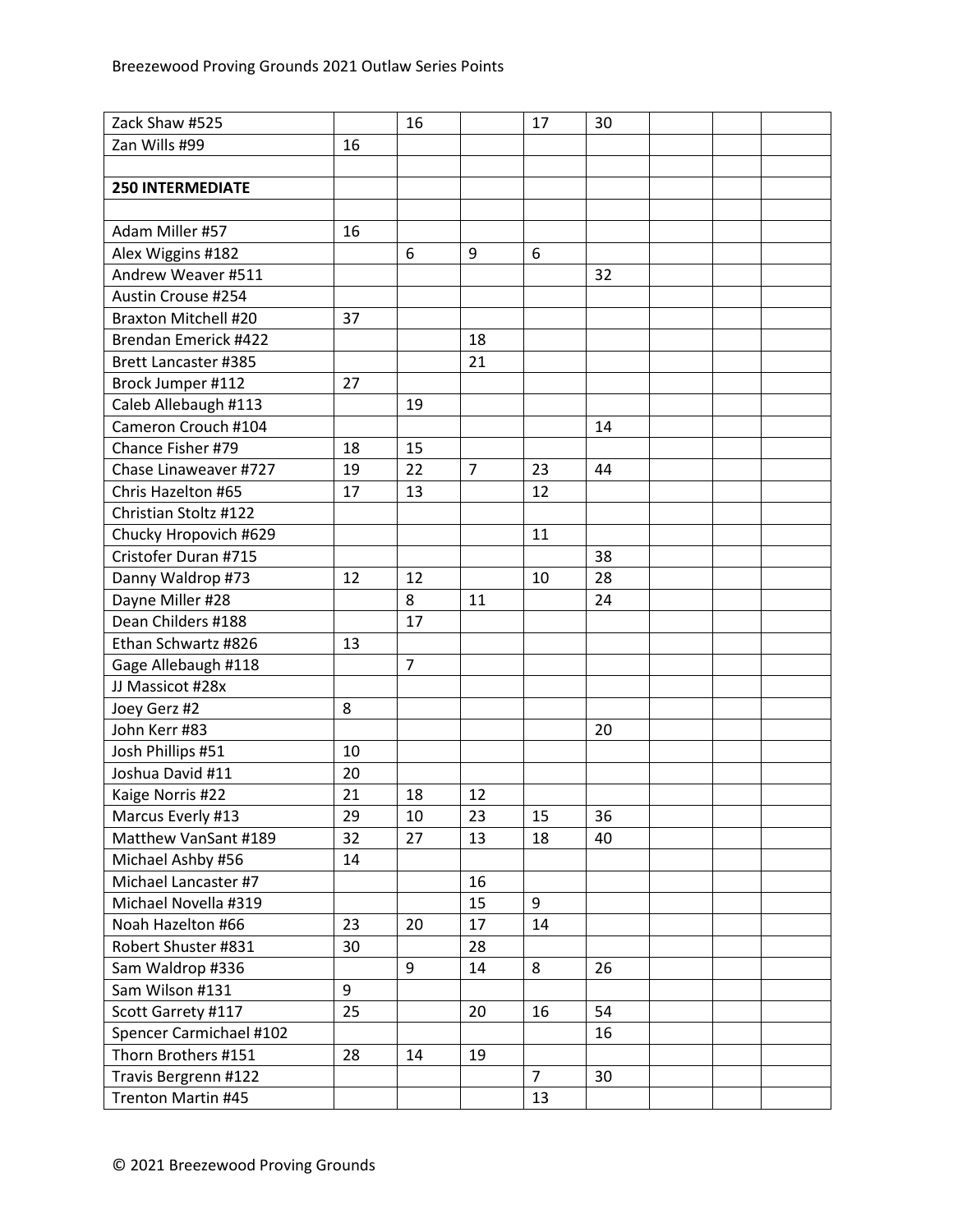| | | | | | | | | |
|---|---|---|---|---|---|---|---|---|
| Zack Shaw #525 | | 16 | | 17 | 30 | | | |
| Zan Wills #99 | 16 | | | | | | | |
| | | | | | | | | |
| **250 INTERMEDIATE** | | | | | | | | |
| | | | | | | | | |
| Adam Miller #57 | 16 | | | | | | | |
| Alex Wiggins #182 | | 6 | 9 | 6 | | | | |
| Andrew Weaver #511 | | | | | 32 | | | |
| Austin Crouse #254 | | | | | | | | |
| Braxton Mitchell #20 | 37 | | | | | | | |
| Brendan Emerick #422 | | | 18 | | | | | |
| Brett Lancaster #385 | | | 21 | | | | | |
| Brock Jumper #112 | 27 | | | | | | | |
| Caleb Allebaugh #113 | | 19 | | | | | | |
| Cameron Crouch #104 | | | | | 14 | | | |
| Chance Fisher #79 | 18 | 15 | | | | | | |
| Chase Linaweaver #727 | 19 | 22 | 7 | 23 | 44 | | | |
| Chris Hazelton #65 | 17 | 13 | | 12 | | | | |
| Christian Stoltz #122 | | | | | | | | |
| Chucky Hropovich #629 | | | | 11 | | | | |
| Cristofer Duran #715 | | | | | 38 | | | |
| Danny Waldrop #73 | 12 | 12 | | 10 | 28 | | | |
| Dayne Miller #28 | | 8 | 11 | | 24 | | | |
| Dean Childers #188 | | 17 | | | | | | |
| Ethan Schwartz #826 | 13 | | | | | | | |
| Gage Allebaugh #118 | | 7 | | | | | | |
| JJ Massicot #28x | | | | | | | | |
| Joey Gerz #2 | 8 | | | | | | | |
| John Kerr #83 | | | | | 20 | | | |
| Josh Phillips #51 | 10 | | | | | | | |
| Joshua David #11 | 20 | | | | | | | |
| Kaige Norris #22 | 21 | 18 | 12 | | | | | |
| Marcus Everly #13 | 29 | 10 | 23 | 15 | 36 | | | |
| Matthew VanSant #189 | 32 | 27 | 13 | 18 | 40 | | | |
| Michael Ashby #56 | 14 | | | | | | | |
| Michael Lancaster #7 | | | 16 | | | | | |
| Michael Novella #319 | | | 15 | 9 | | | | |
| Noah Hazelton #66 | 23 | 20 | 17 | 14 | | | | |
| Robert Shuster #831 | 30 | | 28 | | | | | |
| Sam Waldrop #336 | | 9 | 14 | 8 | 26 | | | |
| Sam Wilson #131 | 9 | | | | | | | |
| Scott Garrety #117 | 25 | | 20 | 16 | 54 | | | |
| Spencer Carmichael #102 | | | | | 16 | | | |
| Thorn Brothers #151 | 28 | 14 | 19 | | | | | |
| Travis Bergrenn #122 | | | | 7 | 30 | | | |
| Trenton Martin #45 | | | | 13 | | | | |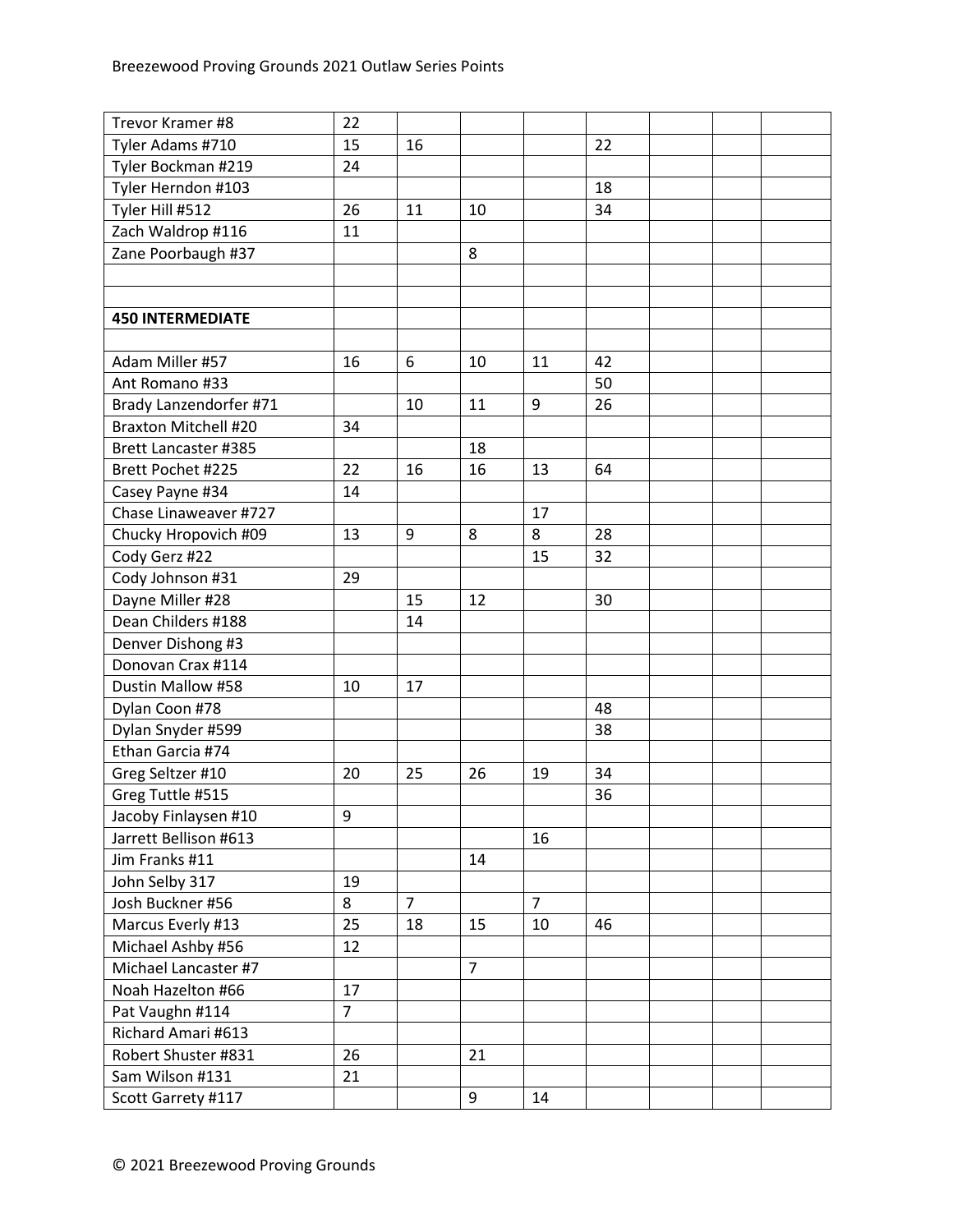| | | | | | | | | |
|---|---|---|---|---|---|---|---|---|
| Trevor Kramer #8 | 22 | | | | | | | |
| Tyler Adams #710 | 15 | 16 | | | 22 | | | |
| Tyler Bockman #219 | 24 | | | | | | | |
| Tyler Herndon #103 | | | | | 18 | | | |
| Tyler Hill #512 | 26 | 11 | 10 | | 34 | | | |
| Zach Waldrop #116 | 11 | | | | | | | |
| Zane Poorbaugh #37 | | | 8 | | | | | |
| | | | | | | | | |
| | | | | | | | | |
| **450 INTERMEDIATE** | | | | | | | | |
| | | | | | | | | |
| Adam Miller #57 | 16 | 6 | 10 | 11 | 42 | | | |
| Ant Romano #33 | | | | | 50 | | | |
| Brady Lanzendorfer #71 | | 10 | 11 | 9 | 26 | | | |
| Braxton Mitchell #20 | 34 | | | | | | | |
| Brett Lancaster #385 | | | 18 | | | | | |
| Brett Pochet #225 | 22 | 16 | 16 | 13 | 64 | | | |
| Casey Payne #34 | 14 | | | | | | | |
| Chase Linaweaver #727 | | | | 17 | | | | |
| Chucky Hropovich #09 | 13 | 9 | 8 | 8 | 28 | | | |
| Cody Gerz #22 | | | | 15 | 32 | | | |
| Cody Johnson #31 | 29 | | | | | | | |
| Dayne Miller #28 | | 15 | 12 | | 30 | | | |
| Dean Childers #188 | | 14 | | | | | | |
| Denver Dishong #3 | | | | | | | | |
| Donovan Crax #114 | | | | | | | | |
| Dustin Mallow #58 | 10 | 17 | | | | | | |
| Dylan Coon #78 | | | | | 48 | | | |
| Dylan Snyder #599 | | | | | 38 | | | |
| Ethan Garcia #74 | | | | | | | | |
| Greg Seltzer #10 | 20 | 25 | 26 | 19 | 34 | | | |
| Greg Tuttle #515 | | | | | 36 | | | |
| Jacoby Finlaysen #10 | 9 | | | | | | | |
| Jarrett Bellison #613 | | | | 16 | | | | |
| Jim Franks #11 | | | 14 | | | | | |
| John Selby 317 | 19 | | | | | | | |
| Josh Buckner #56 | 8 | 7 | | 7 | | | | |
| Marcus Everly #13 | 25 | 18 | 15 | 10 | 46 | | | |
| Michael Ashby #56 | 12 | | | | | | | |
| Michael Lancaster #7 | | | 7 | | | | | |
| Noah Hazelton #66 | 17 | | | | | | | |
| Pat Vaughn #114 | 7 | | | | | | | |
| Richard Amari #613 | | | | | | | | |
| Robert Shuster #831 | 26 | | 21 | | | | | |
| Sam Wilson #131 | 21 | | | | | | | |
| Scott Garrety #117 | | | 9 | 14 | | | | |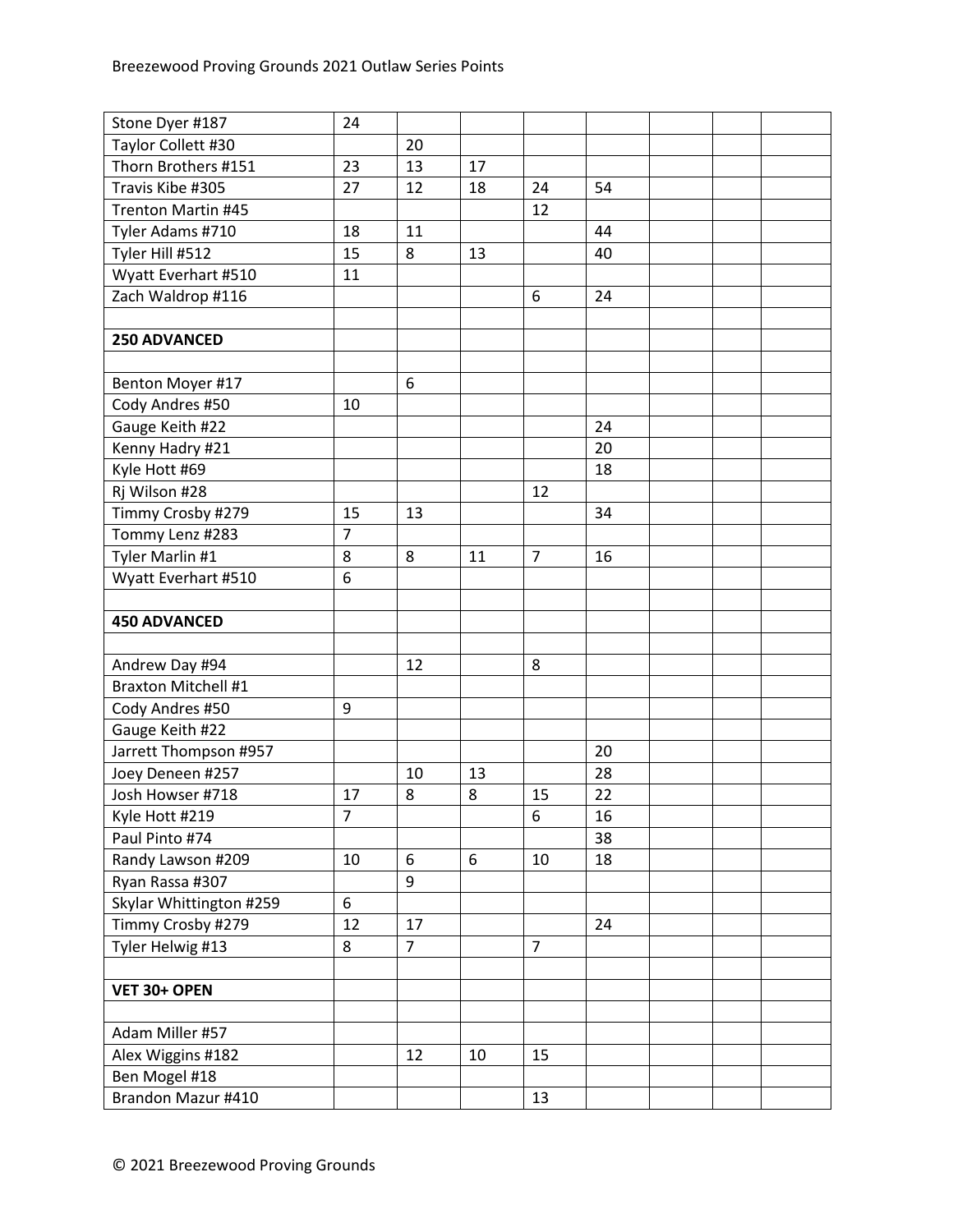| | | | | | | | | |
|---|---|---|---|---|---|---|---|---|
| Stone Dyer #187 | 24 | | | | | | | |
| Taylor Collett #30 | | 20 | | | | | | |
| Thorn Brothers #151 | 23 | 13 | 17 | | | | | |
| Travis Kibe #305 | 27 | 12 | 18 | 24 | 54 | | | |
| Trenton Martin #45 | | | | 12 | | | | |
| Tyler Adams #710 | 18 | 11 | | | 44 | | | |
| Tyler Hill #512 | 15 | 8 | 13 | | 40 | | | |
| Wyatt Everhart #510 | 11 | | | | | | | |
| Zach Waldrop #116 | | | | 6 | 24 | | | |
| | | | | | | | | |
| **250 ADVANCED** | | | | | | | | |
| | | | | | | | | |
| Benton Moyer #17 | | 6 | | | | | | |
| Cody Andres #50 | 10 | | | | | | | |
| Gauge Keith #22 | | | | | 24 | | | |
| Kenny Hadry #21 | | | | | 20 | | | |
| Kyle Hott #69 | | | | | 18 | | | |
| Rj Wilson #28 | | | | 12 | | | | |
| Timmy Crosby #279 | 15 | 13 | | | 34 | | | |
| Tommy Lenz #283 | 7 | | | | | | | |
| Tyler Marlin #1 | 8 | 8 | 11 | 7 | 16 | | | |
| Wyatt Everhart #510 | 6 | | | | | | | |
| | | | | | | | | |
| **450 ADVANCED** | | | | | | | | |
| | | | | | | | | |
| Andrew Day #94 | | 12 | | 8 | | | | |
| Braxton Mitchell #1 | | | | | | | | |
| Cody Andres #50 | 9 | | | | | | | |
| Gauge Keith #22 | | | | | | | | |
| Jarrett Thompson #957 | | | | | 20 | | | |
| Joey Deneen #257 | | 10 | 13 | | 28 | | | |
| Josh Howser #718 | 17 | 8 | 8 | 15 | 22 | | | |
| Kyle Hott #219 | 7 | | | 6 | 16 | | | |
| Paul Pinto #74 | | | | | 38 | | | |
| Randy Lawson #209 | 10 | 6 | 6 | 10 | 18 | | | |
| Ryan Rassa #307 | | 9 | | | | | | |
| Skylar Whittington #259 | 6 | | | | | | | |
| Timmy Crosby #279 | 12 | 17 | | | 24 | | | |
| Tyler Helwig #13 | 8 | 7 | | 7 | | | | |
| | | | | | | | | |
| **VET 30+ OPEN** | | | | | | | | |
| | | | | | | | | |
| Adam Miller #57 | | | | | | | | |
| Alex Wiggins #182 | | 12 | 10 | 15 | | | | |
| Ben Mogel #18 | | | | | | | | |
| Brandon Mazur #410 | | | | 13 | | | | |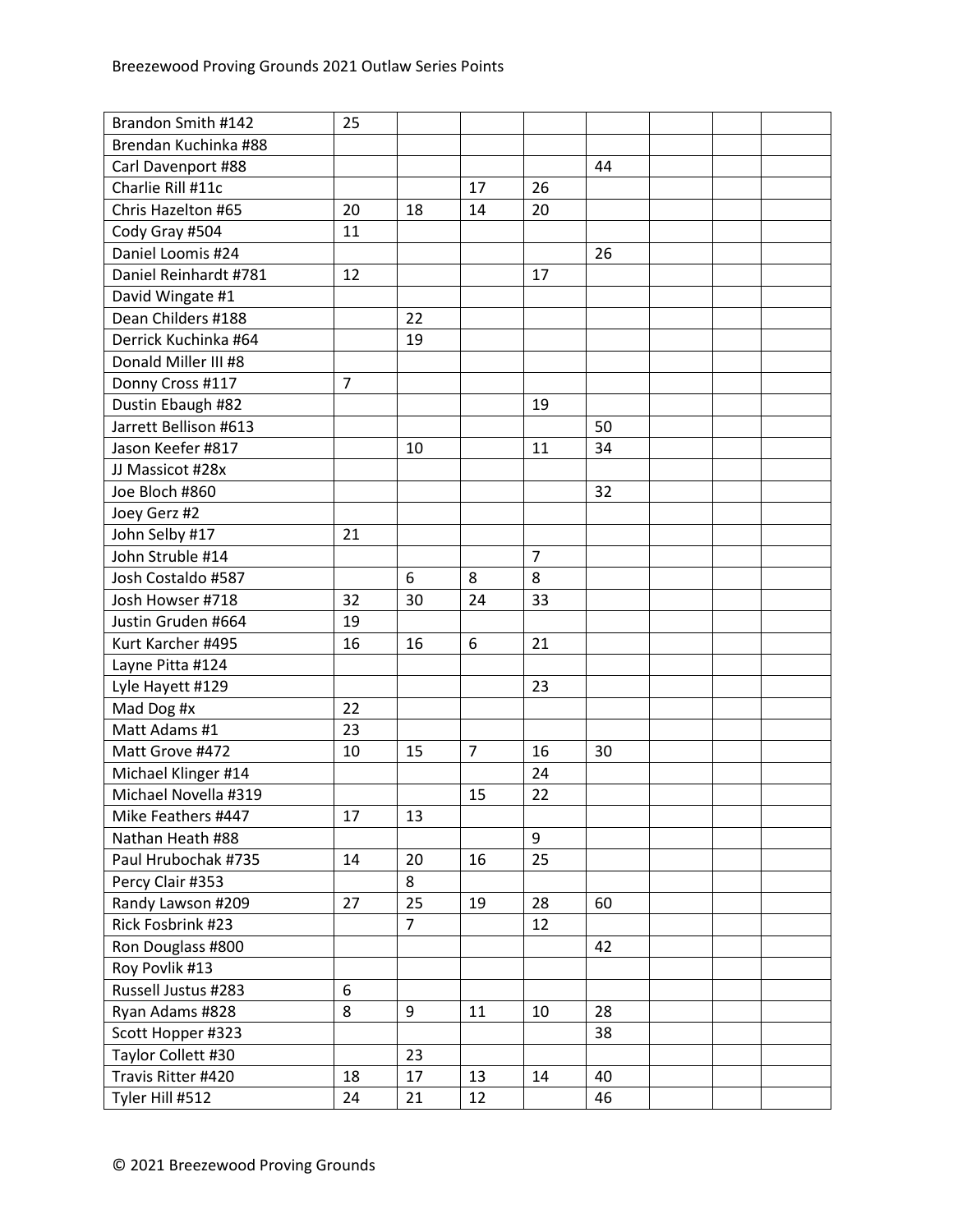| | | | | | | | | |
|---|---|---|---|---|---|---|---|---|
| Brandon Smith #142 | 25 | | | | | | | |
| Brendan Kuchinka #88 | | | | | | | | |
| Carl Davenport #88 | | | | | 44 | | | |
| Charlie Rill #11c | | | 17 | 26 | | | | |
| Chris Hazelton #65 | 20 | 18 | 14 | 20 | | | | |
| Cody Gray #504 | 11 | | | | | | | |
| Daniel Loomis #24 | | | | | 26 | | | |
| Daniel Reinhardt #781 | 12 | | | 17 | | | | |
| David Wingate #1 | | | | | | | | |
| Dean Childers #188 | | 22 | | | | | | |
| Derrick Kuchinka #64 | | 19 | | | | | | |
| Donald Miller III #8 | | | | | | | | |
| Donny Cross #117 | 7 | | | | | | | |
| Dustin Ebaugh #82 | | | | 19 | | | | |
| Jarrett Bellison #613 | | | | | 50 | | | |
| Jason Keefer #817 | | 10 | | 11 | 34 | | | |
| JJ Massicot #28x | | | | | | | | |
| Joe Bloch #860 | | | | | 32 | | | |
| Joey Gerz #2 | | | | | | | | |
| John Selby #17 | 21 | | | | | | | |
| John Struble #14 | | | | 7 | | | | |
| Josh Costaldo #587 | | 6 | 8 | 8 | | | | |
| Josh Howser #718 | 32 | 30 | 24 | 33 | | | | |
| Justin Gruden #664 | 19 | | | | | | | |
| Kurt Karcher #495 | 16 | 16 | 6 | 21 | | | | |
| Layne Pitta #124 | | | | | | | | |
| Lyle Hayett #129 | | | | 23 | | | | |
| Mad Dog #x | 22 | | | | | | | |
| Matt Adams #1 | 23 | | | | | | | |
| Matt Grove #472 | 10 | 15 | 7 | 16 | 30 | | | |
| Michael Klinger #14 | | | | 24 | | | | |
| Michael Novella #319 | | | 15 | 22 | | | | |
| Mike Feathers #447 | 17 | 13 | | | | | | |
| Nathan Heath #88 | | | | 9 | | | | |
| Paul Hrubochak #735 | 14 | 20 | 16 | 25 | | | | |
| Percy Clair #353 | | 8 | | | | | | |
| Randy Lawson #209 | 27 | 25 | 19 | 28 | 60 | | | |
| Rick Fosbrink #23 | | 7 | | 12 | | | | |
| Ron Douglass #800 | | | | | 42 | | | |
| Roy Povlik #13 | | | | | | | | |
| Russell Justus #283 | 6 | | | | | | | |
| Ryan Adams #828 | 8 | 9 | 11 | 10 | 28 | | | |
| Scott Hopper #323 | | | | | 38 | | | |
| Taylor Collett #30 | | 23 | | | | | | |
| Travis Ritter #420 | 18 | 17 | 13 | 14 | 40 | | | |
| Tyler Hill #512 | 24 | 21 | 12 | | 46 | | | |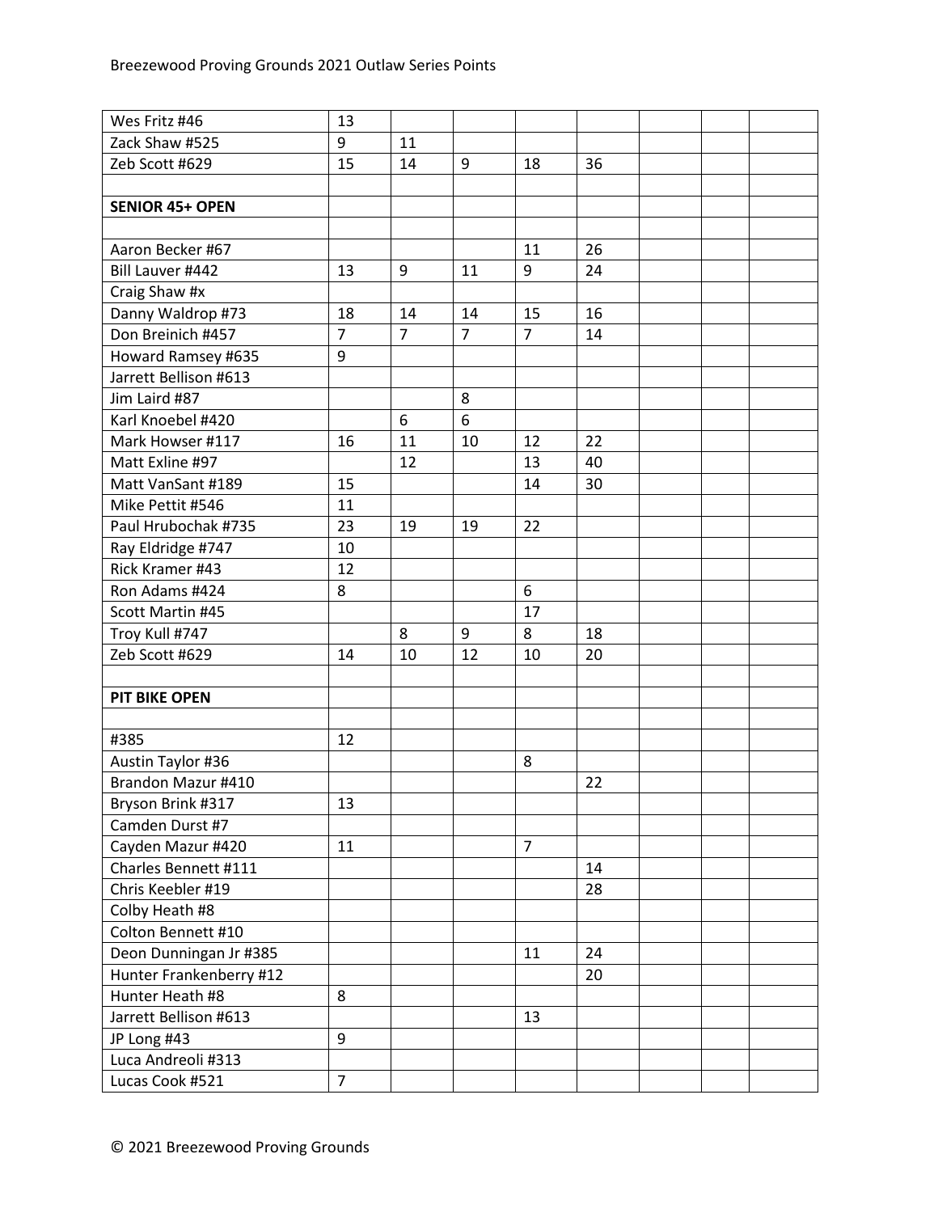| | | | | | | | | |
|---|---|---|---|---|---|---|---|---|
| Wes Fritz #46 | 13 | | | | | | | |
| Zack Shaw #525 | 9 | 11 | | | | | | |
| Zeb Scott #629 | 15 | 14 | 9 | 18 | 36 | | | |
| | | | | | | | | |
| **SENIOR 45+ OPEN** | | | | | | | | |
| | | | | | | | | |
| Aaron Becker #67 | | | | 11 | 26 | | | |
| Bill Lauver #442 | 13 | 9 | 11 | 9 | 24 | | | |
| Craig Shaw #x | | | | | | | | |
| Danny Waldrop #73 | 18 | 14 | 14 | 15 | 16 | | | |
| Don Breinich #457 | 7 | 7 | 7 | 7 | 14 | | | |
| Howard Ramsey #635 | 9 | | | | | | | |
| Jarrett Bellison #613 | | | | | | | | |
| Jim Laird #87 | | | 8 | | | | | |
| Karl Knoebel #420 | | 6 | 6 | | | | | |
| Mark Howser #117 | 16 | 11 | 10 | 12 | 22 | | | |
| Matt Exline #97 | | 12 | | 13 | 40 | | | |
| Matt VanSant #189 | 15 | | | 14 | 30 | | | |
| Mike Pettit #546 | 11 | | | | | | | |
| Paul Hrubochak #735 | 23 | 19 | 19 | 22 | | | | |
| Ray Eldridge #747 | 10 | | | | | | | |
| Rick Kramer #43 | 12 | | | | | | | |
| Ron Adams #424 | 8 | | | 6 | | | | |
| Scott Martin #45 | | | | 17 | | | | |
| Troy Kull #747 | | 8 | 9 | 8 | 18 | | | |
| Zeb Scott #629 | 14 | 10 | 12 | 10 | 20 | | | |
| | | | | | | | | |
| **PIT BIKE OPEN** | | | | | | | | |
| | | | | | | | | |
| #385 | 12 | | | | | | | |
| Austin Taylor #36 | | | | 8 | | | | |
| Brandon Mazur #410 | | | | | 22 | | | |
| Bryson Brink #317 | 13 | | | | | | | |
| Camden Durst #7 | | | | | | | | |
| Cayden Mazur #420 | 11 | | | 7 | | | | |
| Charles Bennett #111 | | | | | 14 | | | |
| Chris Keebler #19 | | | | | 28 | | | |
| Colby Heath #8 | | | | | | | | |
| Colton Bennett #10 | | | | | | | | |
| Deon Dunningan Jr #385 | | | | 11 | 24 | | | |
| Hunter Frankenberry #12 | | | | | 20 | | | |
| Hunter Heath #8 | 8 | | | | | | | |
| Jarrett Bellison #613 | | | | 13 | | | | |
| JP Long #43 | 9 | | | | | | | |
| Luca Andreoli #313 | | | | | | | | |
| Lucas Cook #521 | 7 | | | | | | | |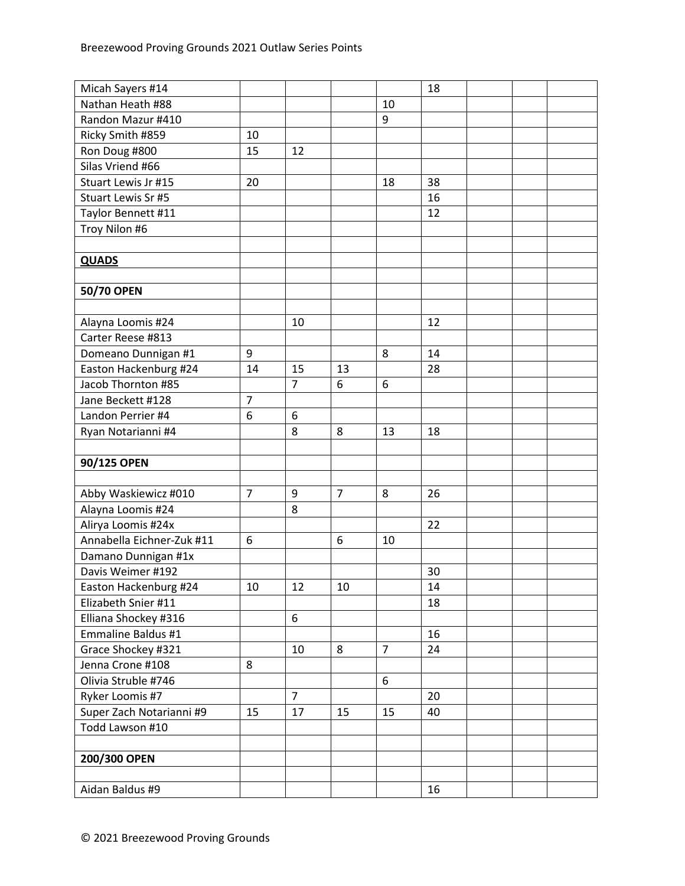| | | | | | | | | |
|---|---|---|---|---|---|---|---|---|
| Micah Sayers #14 | | | | | 18 | | | |
| Nathan Heath #88 | | | | 10 | | | | |
| Randon Mazur #410 | | | | 9 | | | | |
| Ricky Smith #859 | 10 | | | | | | | |
| Ron Doug #800 | 15 | 12 | | | | | | |
| Silas Vriend #66 | | | | | | | | |
| Stuart Lewis Jr #15 | 20 | | | 18 | 38 | | | |
| Stuart Lewis Sr #5 | | | | | 16 | | | |
| Taylor Bennett #11 | | | | | 12 | | | |
| Troy Nilon #6 | | | | | | | | |
| | | | | | | | | |
| **QUADS** | | | | | | | | |
| | | | | | | | | |
| **50/70 OPEN** | | | | | | | | |
| | | | | | | | | |
| Alayna Loomis #24 | | 10 | | | 12 | | | |
| Carter Reese #813 | | | | | | | | |
| Domeano Dunnigan #1 | 9 | | | 8 | 14 | | | |
| Easton Hackenburg #24 | 14 | 15 | 13 | | 28 | | | |
| Jacob Thornton #85 | | 7 | 6 | 6 | | | | |
| Jane Beckett #128 | 7 | | | | | | | |
| Landon Perrier #4 | 6 | 6 | | | | | | |
| Ryan Notarianni #4 | | 8 | 8 | 13 | 18 | | | |
| | | | | | | | | |
| **90/125 OPEN** | | | | | | | | |
| | | | | | | | | |
| Abby Waskiewicz #010 | 7 | 9 | 7 | 8 | 26 | | | |
| Alayna Loomis #24 | | 8 | | | | | | |
| Alirya Loomis #24x | | | | | 22 | | | |
| Annabella Eichner-Zuk #11 | 6 | | 6 | 10 | | | | |
| Damano Dunnigan #1x | | | | | | | | |
| Davis Weimer #192 | | | | | 30 | | | |
| Easton Hackenburg #24 | 10 | 12 | 10 | | 14 | | | |
| Elizabeth Snier #11 | | | | | 18 | | | |
| Elliana Shockey #316 | | 6 | | | | | | |
| Emmaline Baldus #1 | | | | | 16 | | | |
| Grace Shockey #321 | | 10 | 8 | 7 | 24 | | | |
| Jenna Crone #108 | 8 | | | | | | | |
| Olivia Struble #746 | | | | 6 | | | | |
| Ryker Loomis #7 | | 7 | | | 20 | | | |
| Super Zach Notarianni #9 | 15 | 17 | 15 | 15 | 40 | | | |
| Todd Lawson #10 | | | | | | | | |
| | | | | | | | | |
| **200/300 OPEN** | | | | | | | | |
| | | | | | | | | |
| Aidan Baldus #9 | | | | | 16 | | | |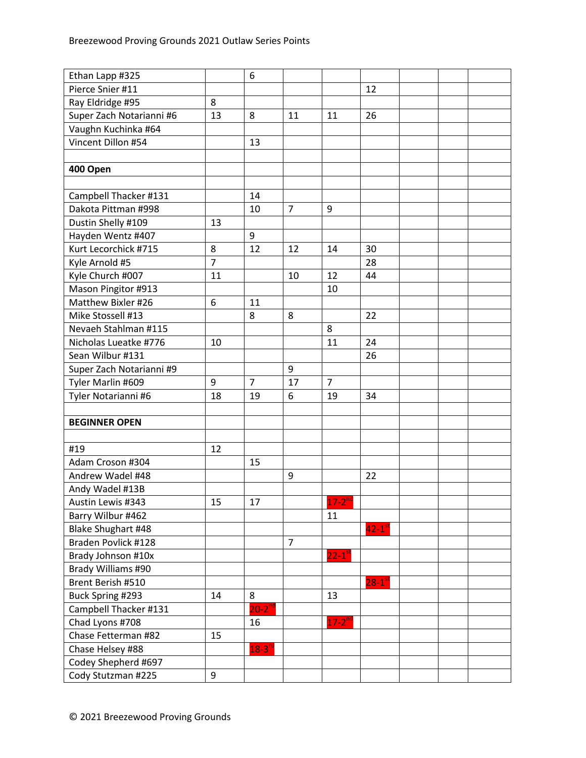| | | | | | | | | |
|---|---|---|---|---|---|---|---|---|
| Ethan Lapp #325 | | 6 | | | | | | |
| Pierce Snier #11 | | | | | 12 | | | |
| Ray Eldridge #95 | 8 | | | | | | | |
| Super Zach Notarianni #6 | 13 | 8 | 11 | 11 | 26 | | | |
| Vaughn Kuchinka #64 | | | | | | | | |
| Vincent Dillon #54 | | 13 | | | | | | |
| | | | | | | | | |
| **400 Open** | | | | | | | | |
| | | | | | | | | |
| Campbell Thacker #131 | | 14 | | | | | | |
| Dakota Pittman #998 | | 10 | 7 | 9 | | | | |
| Dustin Shelly #109 | 13 | | | | | | | |
| Hayden Wentz #407 | | 9 | | | | | | |
| Kurt Lecorchick #715 | 8 | 12 | 12 | 14 | 30 | | | |
| Kyle Arnold #5 | 7 | | | | 28 | | | |
| Kyle Church #007 | 11 | | 10 | 12 | 44 | | | |
| Mason Pingitor #913 | | | | 10 | | | | |
| Matthew Bixler #26 | 6 | 11 | | | | | | |
| Mike Stossell #13 | | 8 | 8 | | 22 | | | |
| Nevaeh Stahlman #115 | | | | 8 | | | | |
| Nicholas Lueatke #776 | 10 | | | 11 | 24 | | | |
| Sean Wilbur #131 | | | | | 26 | | | |
| Super Zach Notarianni #9 | | | 9 | | | | | |
| Tyler Marlin #609 | 9 | 7 | 17 | 7 | | | | |
| Tyler Notarianni #6 | 18 | 19 | 6 | 19 | 34 | | | |
| | | | | | | | | |
| **BEGINNER OPEN** | | | | | | | | |
| | | | | | | | | |
| #19 | 12 | | | | | | | |
| Adam Croson #304 | | 15 | | | | | | |
| Andrew Wadel #48 | | | 9 | | 22 | | | |
| Andy Wadel #13B | | | | | | | | |
| Austin Lewis #343 | 15 | 17 | | 17-2nd | | | | |
| Barry Wilbur #462 | | | | 11 | | | | |
| Blake Shughart #48 | | | | | 42-1st | | | |
| Braden Povlick #128 | | | 7 | | | | | |
| Brady Johnson #10x | | | | 22-1st | | | | |
| Brady Williams #90 | | | | | | | | |
| Brent Berish #510 | | | | | 28-1st | | | |
| Buck Spring #293 | 14 | 8 | | 13 | | | | |
| Campbell Thacker #131 | | 20-2nd | | | | | | |
| Chad Lyons #708 | | 16 | | 17-2nd | | | | |
| Chase Fetterman #82 | 15 | | | | | | | |
| Chase Helsey #88 | | 18-3rd | | | | | | |
| Codey Shepherd #697 | | | | | | | | |
| Cody Stutzman #225 | 9 | | | | | | | |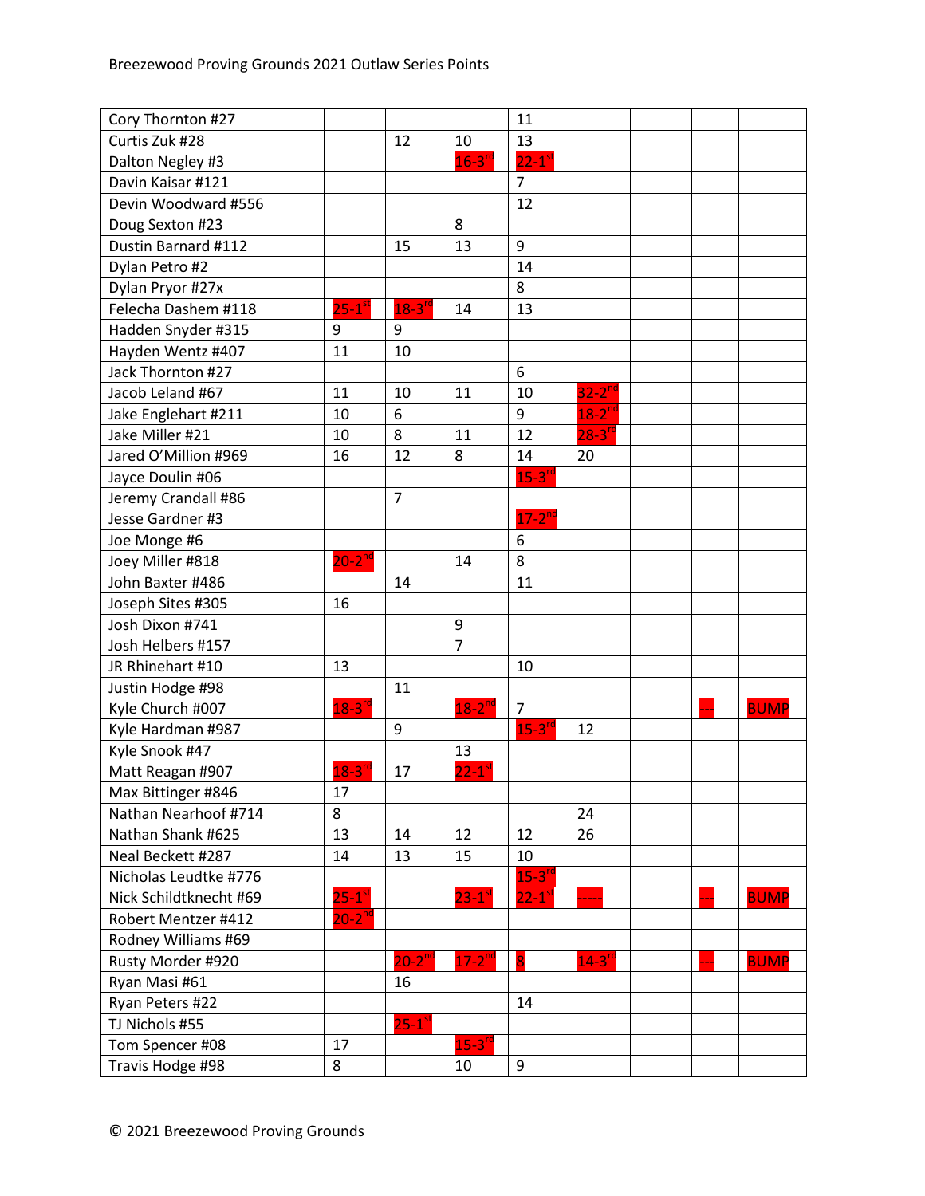| | | | | | | | | |
|---|---|---|---|---|---|---|---|---|
| Cory Thornton #27 | | | | 11 | | | | |
| Curtis Zuk #28 | | 12 | 10 | 13 | | | | |
| Dalton Negley #3 | | | 16-3rd | 22-1st | | | | |
| Davin Kaisar #121 | | | | 7 | | | | |
| Devin Woodward #556 | | | | 12 | | | | |
| Doug Sexton #23 | | | 8 | | | | | |
| Dustin Barnard #112 | | 15 | 13 | 9 | | | | |
| Dylan Petro #2 | | | | 14 | | | | |
| Dylan Pryor #27x | | | | 8 | | | | |
| Felecha Dashem #118 | 25-1st | 18-3rd | 14 | 13 | | | | |
| Hadden Snyder #315 | 9 | 9 | | | | | | |
| Hayden Wentz #407 | 11 | 10 | | | | | | |
| Jack Thornton #27 | | | | 6 | | | | |
| Jacob Leland #67 | 11 | 10 | 11 | 10 | 32-2nd | | | |
| Jake Englehart #211 | 10 | 6 | | 9 | 18-2nd | | | |
| Jake Miller #21 | 10 | 8 | 11 | 12 | 28-3rd | | | |
| Jared O'Million #969 | 16 | 12 | 8 | 14 | 20 | | | |
| Jayce Doulin #06 | | | | 15-3rd | | | | |
| Jeremy Crandall #86 | | 7 | | | | | | |
| Jesse Gardner #3 | | | | 17-2nd | | | | |
| Joe Monge #6 | | | | 6 | | | | |
| Joey Miller #818 | 20-2nd | | 14 | 8 | | | | |
| John Baxter #486 | | 14 | | 11 | | | | |
| Joseph Sites #305 | 16 | | | | | | | |
| Josh Dixon #741 | | | 9 | | | | | |
| Josh Helbers #157 | | | 7 | | | | | |
| JR Rhinehart #10 | 13 | | | 10 | | | | |
| Justin Hodge #98 | | 11 | | | | | | |
| Kyle Church #007 | 18-3rd | | 18-2nd | 7 | | | --- | BUMP |
| Kyle Hardman #987 | | 9 | | 15-3rd | 12 | | | |
| Kyle Snook #47 | | | 13 | | | | | |
| Matt Reagan #907 | 18-3rd | 17 | 22-1st | | | | | |
| Max Bittinger #846 | 17 | | | | | | | |
| Nathan Nearhoof #714 | 8 | | | | 24 | | | |
| Nathan Shank #625 | 13 | 14 | 12 | 12 | 26 | | | |
| Neal Beckett #287 | 14 | 13 | 15 | 10 | | | | |
| Nicholas Leudtke #776 | | | | 15-3rd | | | | |
| Nick Schildtknecht #69 | 25-1st | | 23-1st | 22-1st | ----- | | --- | BUMP |
| Robert Mentzer #412 | 20-2nd | | | | | | | |
| Rodney Williams #69 | | | | | | | | |
| Rusty Morder #920 | | 20-2nd | 17-2nd | 8 | 14-3rd | | --- | BUMP |
| Ryan Masi #61 | | 16 | | | | | | |
| Ryan Peters #22 | | | | 14 | | | | |
| TJ Nichols #55 | | 25-1st | | | | | | |
| Tom Spencer #08 | 17 | | 15-3rd | | | | | |
| Travis Hodge #98 | 8 | | 10 | 9 | | | | |

© 2021 Breezewood Proving Grounds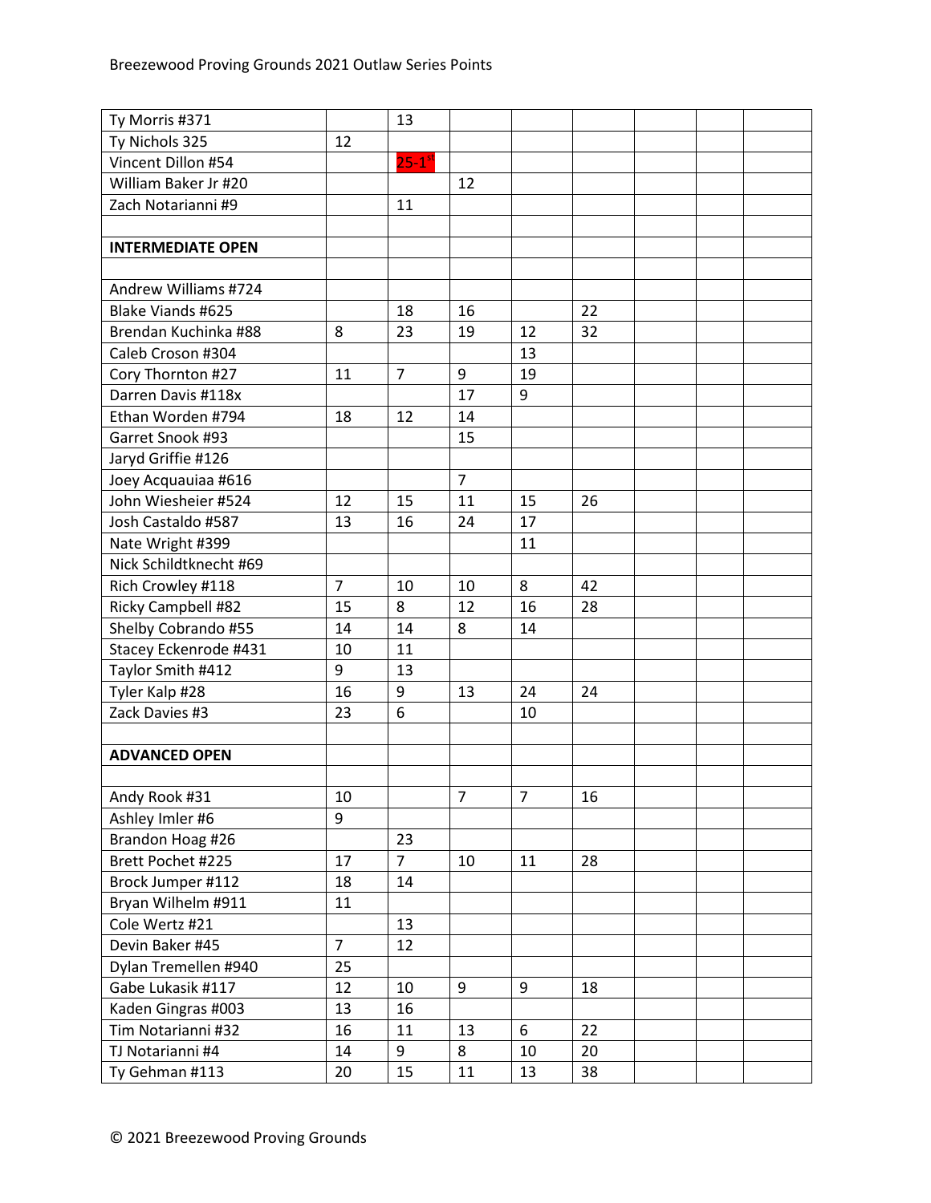| | | | | | | | | |
|---|---|---|---|---|---|---|---|---|
| Ty Morris #371 | | 13 | | | | | | |
| Ty Nichols 325 | 12 | | | | | | | |
| Vincent Dillon #54 | | 25-1st | | | | | | |
| William Baker Jr #20 | | | 12 | | | | | |
| Zach Notarianni #9 | | 11 | | | | | | |
| | | | | | | | | |
| **INTERMEDIATE OPEN** | | | | | | | | |
| | | | | | | | | |
| Andrew Williams #724 | | | | | | | | |
| Blake Viands #625 | | 18 | 16 | | 22 | | | |
| Brendan Kuchinka #88 | 8 | 23 | 19 | 12 | 32 | | | |
| Caleb Croson #304 | | | | 13 | | | | |
| Cory Thornton #27 | 11 | 7 | 9 | 19 | | | | |
| Darren Davis #118x | | | 17 | 9 | | | | |
| Ethan Worden #794 | 18 | 12 | 14 | | | | | |
| Garret Snook #93 | | | 15 | | | | | |
| Jaryd Griffie #126 | | | | | | | | |
| Joey Acquauiaa #616 | | | 7 | | | | | |
| John Wiesheier #524 | 12 | 15 | 11 | 15 | 26 | | | |
| Josh Castaldo #587 | 13 | 16 | 24 | 17 | | | | |
| Nate Wright #399 | | | | 11 | | | | |
| Nick Schildtknecht #69 | | | | | | | | |
| Rich Crowley #118 | 7 | 10 | 10 | 8 | 42 | | | |
| Ricky Campbell #82 | 15 | 8 | 12 | 16 | 28 | | | |
| Shelby Cobrando #55 | 14 | 14 | 8 | 14 | | | | |
| Stacey Eckenrode #431 | 10 | 11 | | | | | | |
| Taylor Smith #412 | 9 | 13 | | | | | | |
| Tyler Kalp #28 | 16 | 9 | 13 | 24 | 24 | | | |
| Zack Davies #3 | 23 | 6 | | 10 | | | | |
| | | | | | | | | |
| **ADVANCED OPEN** | | | | | | | | |
| | | | | | | | | |
| Andy Rook #31 | 10 | | 7 | 7 | 16 | | | |
| Ashley Imler #6 | 9 | | | | | | | |
| Brandon Hoag #26 | | 23 | | | | | | |
| Brett Pochet #225 | 17 | 7 | 10 | 11 | 28 | | | |
| Brock Jumper #112 | 18 | 14 | | | | | | |
| Bryan Wilhelm #911 | 11 | | | | | | | |
| Cole Wertz #21 | | 13 | | | | | | |
| Devin Baker #45 | 7 | 12 | | | | | | |
| Dylan Tremellen #940 | 25 | | | | | | | |
| Gabe Lukasik #117 | 12 | 10 | 9 | 9 | 18 | | | |
| Kaden Gingras #003 | 13 | 16 | | | | | | |
| Tim Notarianni #32 | 16 | 11 | 13 | 6 | 22 | | | |
| TJ Notarianni #4 | 14 | 9 | 8 | 10 | 20 | | | |
| Ty Gehman #113 | 20 | 15 | 11 | 13 | 38 | | | |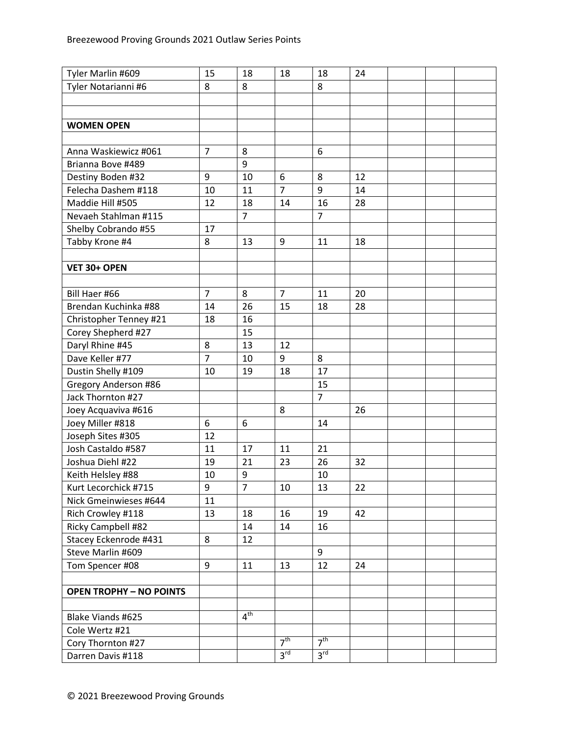| | | | | | | | | |
|---|---|---|---|---|---|---|---|---|
| Tyler Marlin #609 | 15 | 18 | 18 | 18 | 24 | | | |
| Tyler Notarianni #6 | 8 | 8 | | 8 | | | | |
| | | | | | | | | |
| | | | | | | | | |
| **WOMEN OPEN** | | | | | | | | |
| | | | | | | | | |
| Anna Waskiewicz #061 | 7 | 8 | | 6 | | | | |
| Brianna Bove #489 | | 9 | | | | | | |
| Destiny Boden #32 | 9 | 10 | 6 | 8 | 12 | | | |
| Felecha Dashem #118 | 10 | 11 | 7 | 9 | 14 | | | |
| Maddie Hill #505 | 12 | 18 | 14 | 16 | 28 | | | |
| Nevaeh Stahlman #115 | | 7 | | 7 | | | | |
| Shelby Cobrando #55 | 17 | | | | | | | |
| Tabby Krone #4 | 8 | 13 | 9 | 11 | 18 | | | |
| | | | | | | | | |
| **VET 30+ OPEN** | | | | | | | | |
| | | | | | | | | |
| Bill Haer #66 | 7 | 8 | 7 | 11 | 20 | | | |
| Brendan Kuchinka #88 | 14 | 26 | 15 | 18 | 28 | | | |
| Christopher Tenney #21 | 18 | 16 | | | | | | |
| Corey Shepherd #27 | | 15 | | | | | | |
| Daryl Rhine #45 | 8 | 13 | 12 | | | | | |
| Dave Keller #77 | 7 | 10 | 9 | 8 | | | | |
| Dustin Shelly #109 | 10 | 19 | 18 | 17 | | | | |
| Gregory Anderson #86 | | | | 15 | | | | |
| Jack Thornton #27 | | | | 7 | | | | |
| Joey Acquaviva #616 | | | 8 | | 26 | | | |
| Joey Miller #818 | 6 | 6 | | 14 | | | | |
| Joseph Sites #305 | 12 | | | | | | | |
| Josh Castaldo #587 | 11 | 17 | 11 | 21 | | | | |
| Joshua Diehl #22 | 19 | 21 | 23 | 26 | 32 | | | |
| Keith Helsley #88 | 10 | 9 | | 10 | | | | |
| Kurt Lecorchick #715 | 9 | 7 | 10 | 13 | 22 | | | |
| Nick Gmeinwieses #644 | 11 | | | | | | | |
| Rich Crowley #118 | 13 | 18 | 16 | 19 | 42 | | | |
| Ricky Campbell #82 | | 14 | 14 | 16 | | | | |
| Stacey Eckenrode #431 | 8 | 12 | | | | | | |
| Steve Marlin #609 | | | | 9 | | | | |
| Tom Spencer #08 | 9 | 11 | 13 | 12 | 24 | | | |
| | | | | | | | | |
| **OPEN TROPHY – NO POINTS** | | | | | | | | |
| | | | | | | | | |
| Blake Viands #625 | | 4th | | | | | | |
| Cole Wertz #21 | | | | | | | | |
| Cory Thornton #27 | | | 7th | 7th | | | | |
| Darren Davis #118 | | | 3rd | 3rd | | | | |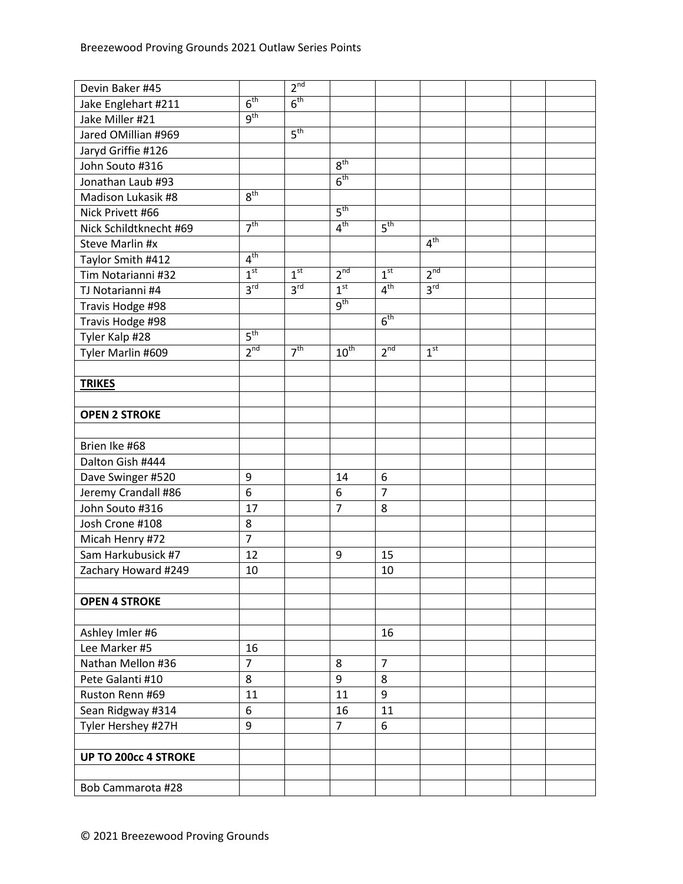| Devin Baker #45 | | 2nd | | | | | | |
|---|---|---|---|---|---|---|---|---|
| Jake Englehart #211 | 6th | 6th | | | | | | |
| Jake Miller #21 | 9th | | | | | | | |
| Jared OMillian #969 | | 5th | | | | | | |
| Jaryd Griffie #126 | | | | | | | | |
| John Souto #316 | | | 8th | | | | | |
| Jonathan Laub #93 | | | 6th | | | | | |
| Madison Lukasik #8 | 8th | | | | | | | |
| Nick Privett #66 | | | 5th | | | | | |
| Nick Schildtknecht #69 | 7th | | 4th | 5th | | | | |
| Steve Marlin #x | | | | | 4th | | | |
| Taylor Smith #412 | 4th | | | | | | | |
| Tim Notarianni #32 | 1st | 1st | 2nd | 1st | 2nd | | | |
| TJ Notarianni #4 | 3rd | 3rd | 1st | 4th | 3rd | | | |
| Travis Hodge #98 | | | 9th | | | | | |
| Travis Hodge #98 | | | | 6th | | | | |
| Tyler Kalp #28 | 5th | | | | | | | |
| Tyler Marlin #609 | 2nd | 7th | 10th | 2nd | 1st | | | |
| | | | | | | | | |
| **TRIKES** | | | | | | | | |
| | | | | | | | | |
| **OPEN 2 STROKE** | | | | | | | | |
| | | | | | | | | |
| Brien Ike #68 | | | | | | | | |
| Dalton Gish #444 | | | | | | | | |
| Dave Swinger #520 | 9 | | 14 | 6 | | | | |
| Jeremy Crandall #86 | 6 | | 6 | 7 | | | | |
| John Souto #316 | 17 | | 7 | 8 | | | | |
| Josh Crone #108 | 8 | | | | | | | |
| Micah Henry #72 | 7 | | | | | | | |
| Sam Harkubusick #7 | 12 | | 9 | 15 | | | | |
| Zachary Howard #249 | 10 | | | 10 | | | | |
| | | | | | | | | |
| **OPEN 4 STROKE** | | | | | | | | |
| | | | | | | | | |
| Ashley Imler #6 | | | | 16 | | | | |
| Lee Marker #5 | 16 | | | | | | | |
| Nathan Mellon #36 | 7 | | 8 | 7 | | | | |
| Pete Galanti #10 | 8 | | 9 | 8 | | | | |
| Ruston Renn #69 | 11 | | 11 | 9 | | | | |
| Sean Ridgway #314 | 6 | | 16 | 11 | | | | |
| Tyler Hershey #27H | 9 | | 7 | 6 | | | | |
| | | | | | | | | |
| **UP TO 200cc 4 STROKE** | | | | | | | | |
| | | | | | | | | |
| Bob Cammarota #28 | | | | | | | | |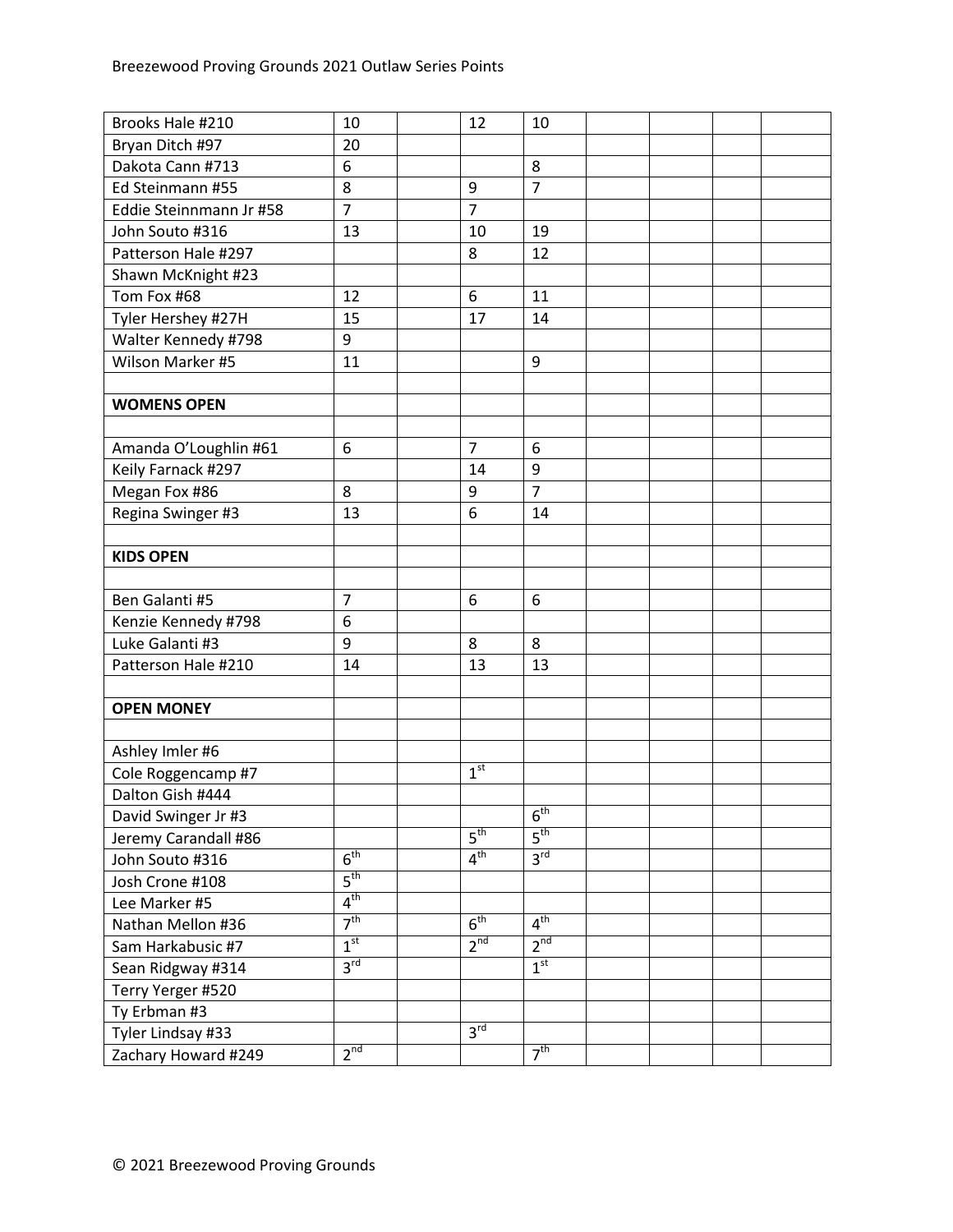| | | | | | | | | |
|---|---|---|---|---|---|---|---|---|
| Brooks Hale #210 | 10 | | 12 | 10 | | | | |
| Bryan Ditch #97 | 20 | | | | | | | |
| Dakota Cann #713 | 6 | | | 8 | | | | |
| Ed Steinmann #55 | 8 | | 9 | 7 | | | | |
| Eddie Steinnmann Jr #58 | 7 | | 7 | | | | | |
| John Souto #316 | 13 | | 10 | 19 | | | | |
| Patterson Hale #297 | | | 8 | 12 | | | | |
| Shawn McKnight #23 | | | | | | | | |
| Tom Fox #68 | 12 | | 6 | 11 | | | | |
| Tyler Hershey #27H | 15 | | 17 | 14 | | | | |
| Walter Kennedy #798 | 9 | | | | | | | |
| Wilson Marker #5 | 11 | | | 9 | | | | |
| | | | | | | | | |
| **WOMENS OPEN** | | | | | | | | |
| | | | | | | | | |
| Amanda O'Loughlin #61 | 6 | | 7 | 6 | | | | |
| Keily Farnack #297 | | | 14 | 9 | | | | |
| Megan Fox #86 | 8 | | 9 | 7 | | | | |
| Regina Swinger #3 | 13 | | 6 | 14 | | | | |
| | | | | | | | | |
| **KIDS OPEN** | | | | | | | | |
| | | | | | | | | |
| Ben Galanti #5 | 7 | | 6 | 6 | | | | |
| Kenzie Kennedy #798 | 6 | | | | | | | |
| Luke Galanti #3 | 9 | | 8 | 8 | | | | |
| Patterson Hale #210 | 14 | | 13 | 13 | | | | |
| | | | | | | | | |
| **OPEN MONEY** | | | | | | | | |
| | | | | | | | | |
| Ashley Imler #6 | | | | | | | | |
| Cole Roggencamp #7 | | | 1st | | | | | |
| Dalton Gish #444 | | | | | | | | |
| David Swinger Jr #3 | | | | 6th | | | | |
| Jeremy Carandall #86 | | | 5th | 5th | | | | |
| John Souto #316 | 6th | | 4th | 3rd | | | | |
| Josh Crone #108 | 5th | | | | | | | |
| Lee Marker #5 | 4th | | | | | | | |
| Nathan Mellon #36 | 7th | | 6th | 4th | | | | |
| Sam Harkabusic #7 | 1st | | 2nd | 2nd | | | | |
| Sean Ridgway #314 | 3rd | | | 1st | | | | |
| Terry Yerger #520 | | | | | | | | |
| Ty Erbman #3 | | | | | | | | |
| Tyler Lindsay #33 | | | 3rd | | | | | |
| Zachary Howard #249 | 2nd | | | 7th | | | | |